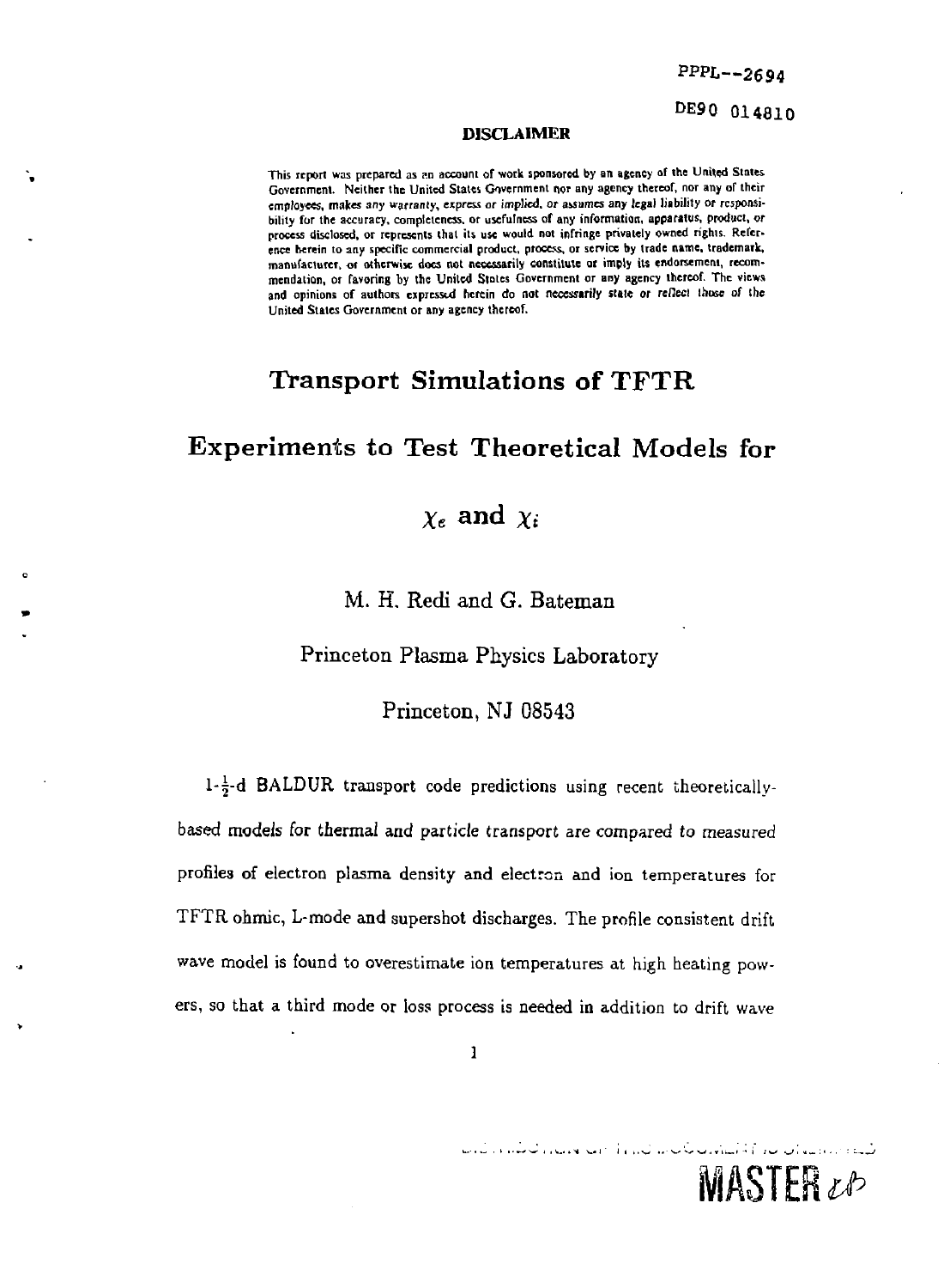PPPL--2694

DE90 014810

**DISCLAIMER**

This report was prepared as an account of work sponsored by an agency of the United States Government. Neither the United States Government nor any agency thereof, nor any of their employees, makes any warranty, express or implied, or assumes any legal liability or responsibility for the accuracy, completeness, or usefulness of any information, apparatus, product, or process disclosed, or represents that its use would not infringe privately owned rights. Reference herein to any specific commercial product, process, or service by trade name, trademark, manufacturer, or otherwise does not necessarily constitute or imply its endorsement, recommendation, or favoring by the United States Government or any agency thereof. The views and opinions of authors expressed herein do not necessarily state or reflect those of the United States Government or any agency thereof.

# Transport Simulations of TFTR Experiments to Test Theoretical Models for $\chi_e$ and $\chi_i$

M. H. Redi and G. Bateman

Princeton Plasma Physics Laboratory

Princeton, NJ 08543

$1\text{-}\frac{1}{2}$-d BALDUR transport code predictions using recent theoretically-based models for thermal and particle transport are compared to measured profiles of electron plasma density and electron and ion temperatures for TFTR ohmic, L-mode and supershot discharges. The profile consistent drift wave model is found to overestimate ion temperatures at high heating powers, so that a third mode or loss process is needed in addition to drift wave

MASTER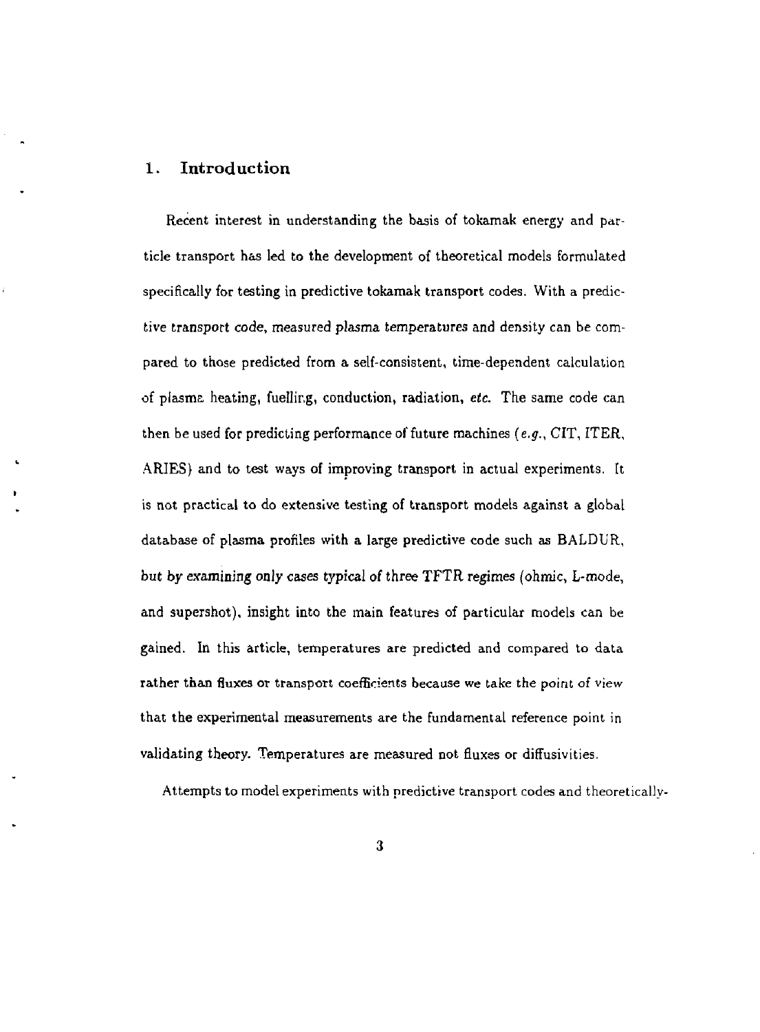## 1. Introduction

Recent interest in understanding the basis of tokamak energy and particle transport has led to the development of theoretical models formulated specifically for testing in predictive tokamak transport codes. With a predictive transport code, measured plasma temperatures and density can be compared to those predicted from a self-consistent, time-dependent calculation of plasma heating, fuelling, conduction, radiation, *etc.* The same code can then be used for predicting performance of future machines (*e.g.*, CIT, ITER, ARIES) and to test ways of improving transport in actual experiments. It is not practical to do extensive testing of transport models against a global database of plasma profiles with a large predictive code such as BALDUR, but by examining only cases typical of three TFTR regimes (ohmic, L-mode, and supershot), insight into the main features of particular models can be gained. In this article, temperatures are predicted and compared to data rather than fluxes or transport coefficients because we take the point of view that the experimental measurements are the fundamental reference point in validating theory. Temperatures are measured not fluxes or diffusivities.

Attempts to model experiments with predictive transport codes and theoretically-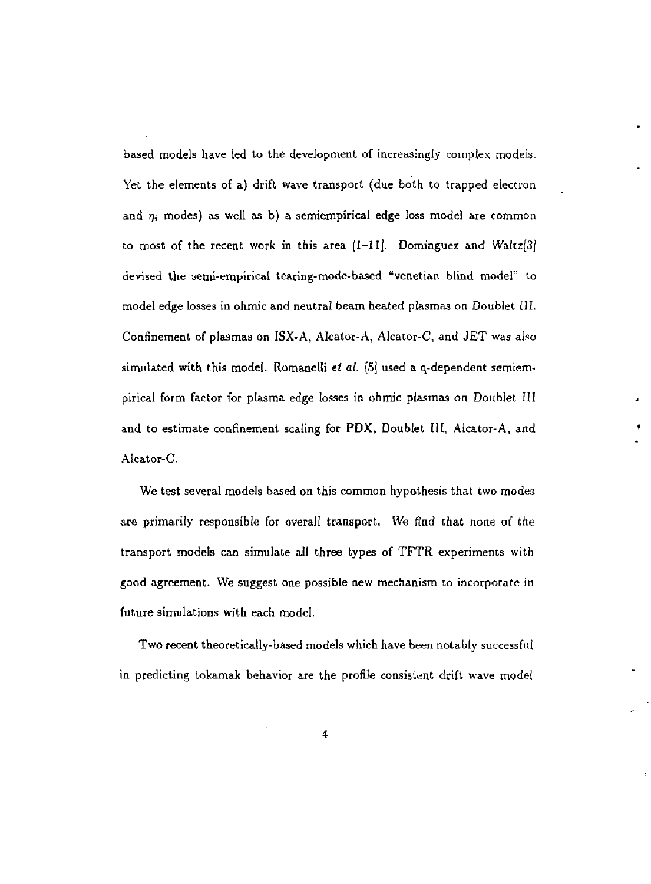based models have led to the development of increasingly complex models. Yet the elements of a) drift wave transport (due both to trapped electron and $\eta_i$ modes) as well as b) a semiempirical edge loss model are common to most of the recent work in this area [1–11]. Dominguez and Waltz[3] devised the semi-empirical tearing-mode-based "venetian blind model" to model edge losses in ohmic and neutral beam heated plasmas on Doublet III. Confinement of plasmas on ISX-A, Alcator-A, Alcator-C, and JET was also simulated with this model. Romanelli *et al.* [5] used a q-dependent semiempirical form factor for plasma edge losses in ohmic plasmas on Doublet III and to estimate confinement scaling for PDX, Doublet III, Alcator-A, and Alcator-C.

We test several models based on this common hypothesis that two modes are primarily responsible for overall transport. We find that none of the transport models can simulate all three types of TFTR experiments with good agreement. We suggest one possible new mechanism to incorporate in future simulations with each model.

Two recent theoretically-based models which have been notably successful in predicting tokamak behavior are the profile consistent drift wave model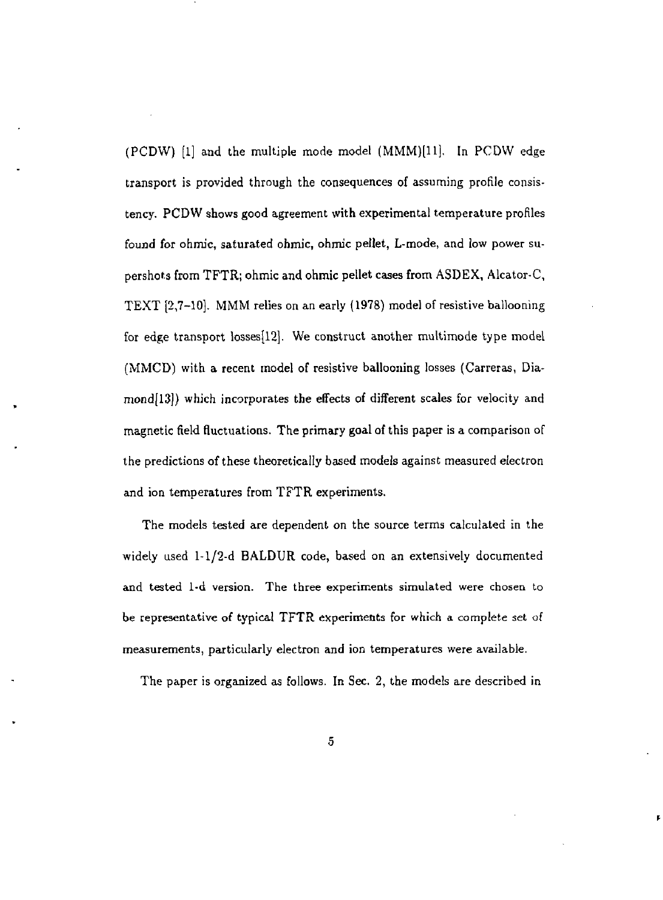(PCDW) [1] and the multiple mode model (MMM)[11]. In PCDW edge transport is provided through the consequences of assuming profile consistency. PCDW shows good agreement with experimental temperature profiles found for ohmic, saturated ohmic, ohmic pellet, L-mode, and low power supershots from TFTR; ohmic and ohmic pellet cases from ASDEX, Alcator-C, TEXT [2,7–10]. MMM relies on an early (1978) model of resistive ballooning for edge transport losses[12]. We construct another multimode type model (MMCD) with a recent model of resistive ballooning losses (Carreras, Diamond[13]) which incorporates the effects of different scales for velocity and magnetic field fluctuations. The primary goal of this paper is a comparison of the predictions of these theoretically based models against measured electron and ion temperatures from TFTR experiments.

The models tested are dependent on the source terms calculated in the widely used 1-1/2-d BALDUR code, based on an extensively documented and tested 1-d version. The three experiments simulated were chosen to be representative of typical TFTR experiments for which a complete set of measurements, particularly electron and ion temperatures were available.

The paper is organized as follows. In Sec. 2, the models are described in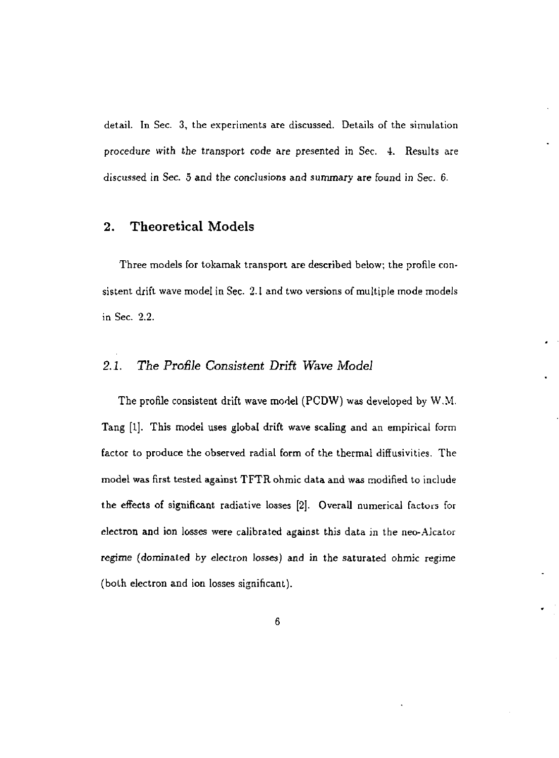detail. In Sec. 3, the experiments are discussed. Details of the simulation procedure with the transport code are presented in Sec. 4. Results are discussed in Sec. 5 and the conclusions and summary are found in Sec. 6.

## 2. Theoretical Models

Three models for tokamak transport are described below; the profile consistent drift wave model in Sec. 2.1 and two versions of multiple mode models in Sec. 2.2.

### *2.1. The Profile Consistent Drift Wave Model*

The profile consistent drift wave model (PCDW) was developed by W.M. Tang [1]. This model uses global drift wave scaling and an empirical form factor to produce the observed radial form of the thermal diffusivities. The model was first tested against TFTR ohmic data and was modified to include the effects of significant radiative losses [2]. Overall numerical factors for electron and ion losses were calibrated against this data in the neo-Alcator regime (dominated by electron losses) and in the saturated ohmic regime (both electron and ion losses significant).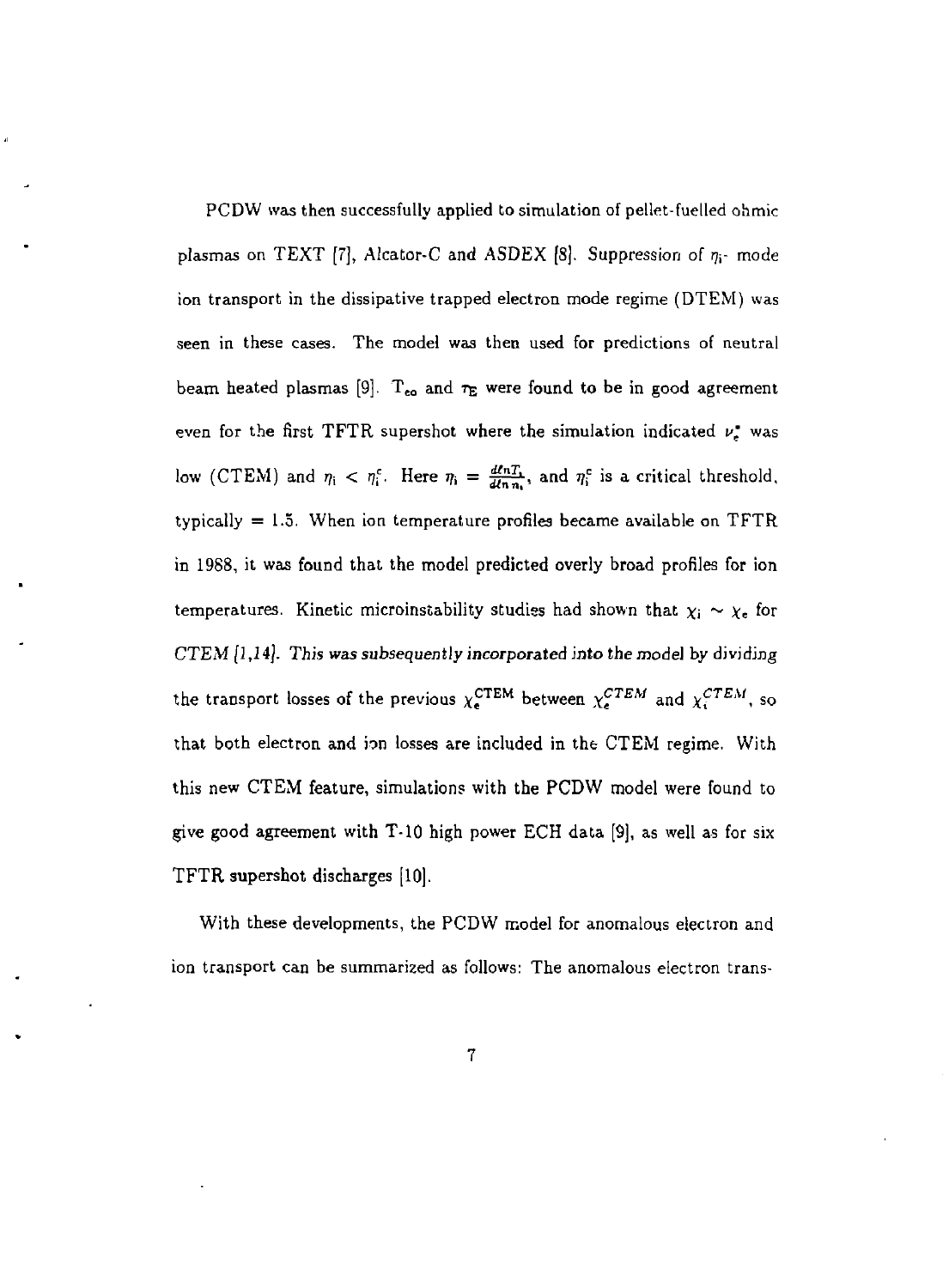PCDW was then successfully applied to simulation of pellet-fuelled ohmic plasmas on TEXT [7], Alcator-C and ASDEX [8]. Suppression of $\eta_i$- mode ion transport in the dissipative trapped electron mode regime (DTEM) was seen in these cases. The model was then used for predictions of neutral beam heated plasmas [9]. $T_{eo}$ and $\tau_E$ were found to be in good agreement even for the first TFTR supershot where the simulation indicated $\nu_e^*$ was low (CTEM) and $\eta_i < \eta_i^c$. Here $\eta_i = \frac{d\ell n T_i}{d\ell n\, n_i}$, and $\eta_i^c$ is a critical threshold, typically $= 1.5$. When ion temperature profiles became available on TFTR in 1988, it was found that the model predicted overly broad profiles for ion temperatures. Kinetic microinstability studies had shown that $\chi_i \sim \chi_e$ for *CTEM [1,14]. This was subsequently incorporated into the model by dividing* the transport losses of the previous $\chi_e^{\mathrm{CTEM}}$ between $\chi_e^{CTEM}$ and $\chi_i^{CTEM}$, so that both electron and ion losses are included in the CTEM regime. With this new CTEM feature, simulations with the PCDW model were found to give good agreement with T-10 high power ECH data [9], as well as for six TFTR supershot discharges [10].

With these developments, the PCDW model for anomalous electron and ion transport can be summarized as follows: The anomalous electron trans-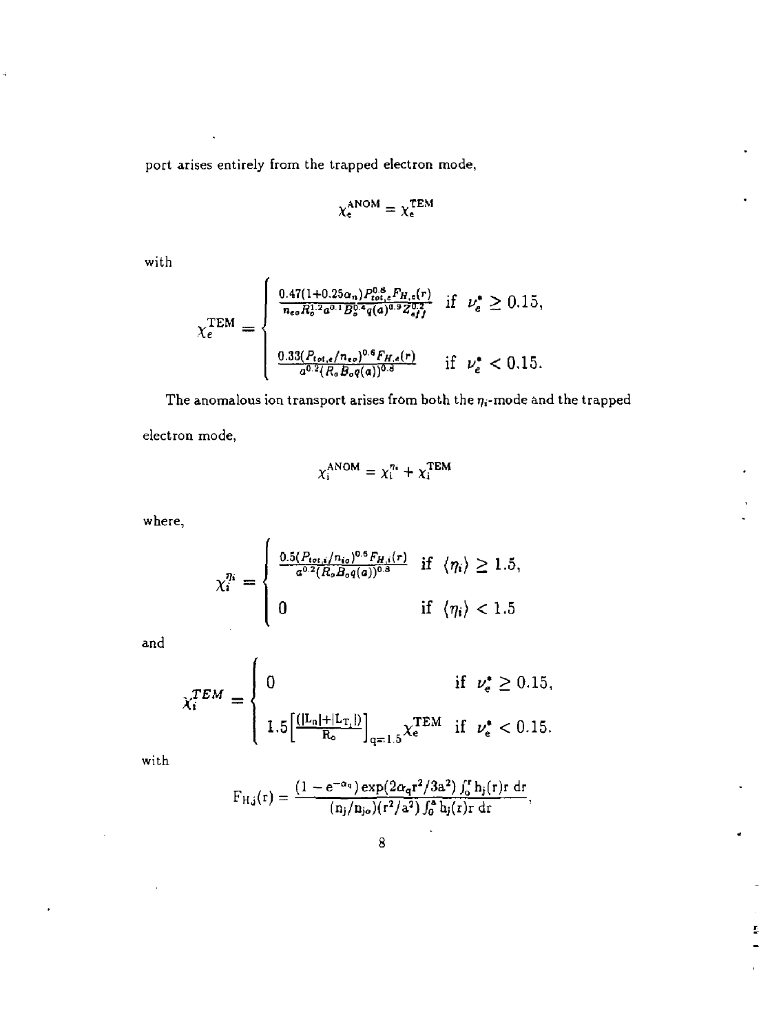port arises entirely from the trapped electron mode,

$$\chi_e^{\rm ANOM} = \chi_e^{\rm TEM}$$

with

$$\chi_e^{\rm TEM} = \begin{cases} \dfrac{0.47(1+0.25\alpha_n)P_{tot,e}^{0.8}F_{H,e}(r)}{n_{eo}R_o^{1.2}a^{0.1}B_o^{0.4}q(a)^{0.9}Z_{eff}^{0.2}} & \text{if } \nu_e^* \geq 0.15, \\[2em] \dfrac{0.33(P_{tot,e}/n_{eo})^{0.6}F_{H,e}(r)}{a^{0.2}(R_oB_oq(a))^{0.8}} & \text{if } \nu_e^* < 0.15. \end{cases}$$

The anomalous ion transport arises from both the $\eta_i$-mode and the trapped electron mode,

$$\chi_i^{\rm ANOM} = \chi_i^{\eta_i} + \chi_i^{\rm TEM}$$

where,

$$\chi_i^{\eta_i} = \begin{cases} \dfrac{0.5(P_{tot,i}/n_{io})^{0.6}F_{H,i}(r)}{a^{0.2}(R_oB_oq(a))^{0.8}} & \text{if } \langle\eta_i\rangle \geq 1.5, \\[2em] 0 & \text{if } \langle\eta_i\rangle < 1.5 \end{cases}$$

and

$$\chi_i^{TEM} = \begin{cases} 0 & \text{if } \nu_e^* \geq 0.15, \\[2em] 1.5\left[\dfrac{(|L_n|+|L_{T_i}|)}{R_o}\right]_{q=1.5}\chi_e^{\rm TEM} & \text{if } \nu_e^* < 0.15. \end{cases}$$

with

$$F_{Hj}(r) = \frac{(1-e^{-\alpha_q})\exp(2\alpha_q r^2/3a^2)\int_o^r h_j(r)r\,dr}{(n_j/n_{jo})(r^2/a^2)\int_o^a h_j(r)r\,dr},$$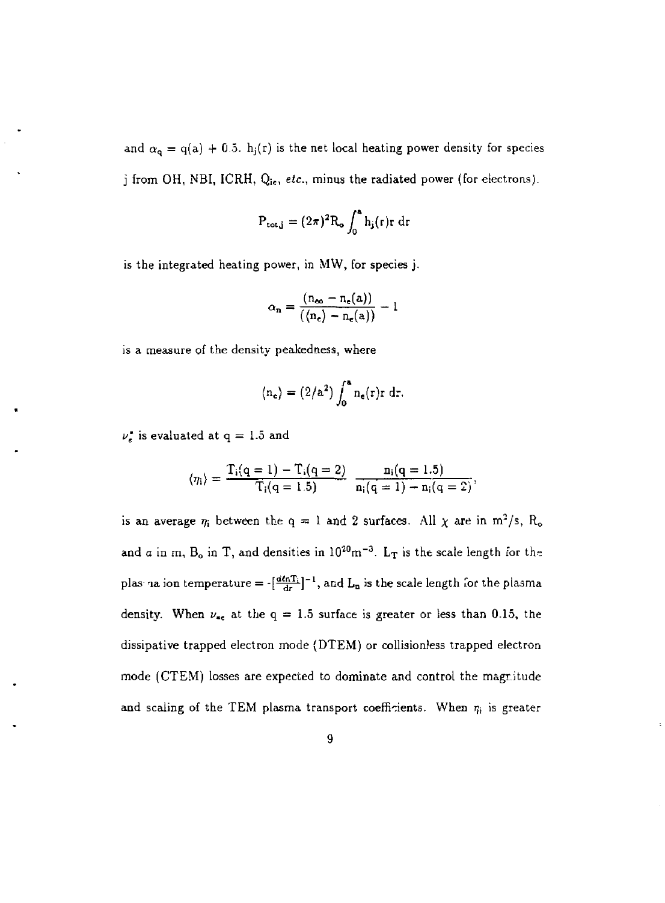and $\alpha_q = q(a) + 0.5$. $h_j(r)$ is the net local heating power density for species j from OH, NBI, ICRH, $Q_{ie}$, *etc.*, minus the radiated power (for electrons).

$$P_{tot,j} = (2\pi)^2 R_o \int_0^a h_j(r) r \, dr$$

is the integrated heating power, in MW, for species j.

$$\alpha_n = \frac{(n_{eo} - n_e(a))}{(\langle n_e \rangle - n_e(a))} - 1$$

is a measure of the density peakedness, where

$$\langle n_e \rangle = (2/a^2) \int_0^a n_e(r) r \, dr.$$

$\nu_e^*$ is evaluated at $q = 1.5$ and

$$\langle \eta_i \rangle = \frac{T_i(q=1) - T_i(q=2)}{T_i(q=1.5)} \; \frac{n_i(q=1.5)}{n_i(q=1) - n_i(q=2)},$$

is an average $\eta_i$ between the $q = 1$ and 2 surfaces. All $\chi$ are in $m^2/s$, $R_o$ and $a$ in m, $B_o$ in T, and densities in $10^{20} m^{-3}$. $L_T$ is the scale length for the plasma ion temperature $= -[\frac{d \ell n T_i}{dr}]^{-1}$, and $L_n$ is the scale length for the plasma density. When $\nu_{*e}$ at the $q = 1.5$ surface is greater or less than 0.15, the dissipative trapped electron mode (DTEM) or collisionless trapped electron mode (CTEM) losses are expected to dominate and control the magnitude and scaling of the TEM plasma transport coefficients. When $\eta_i$ is greater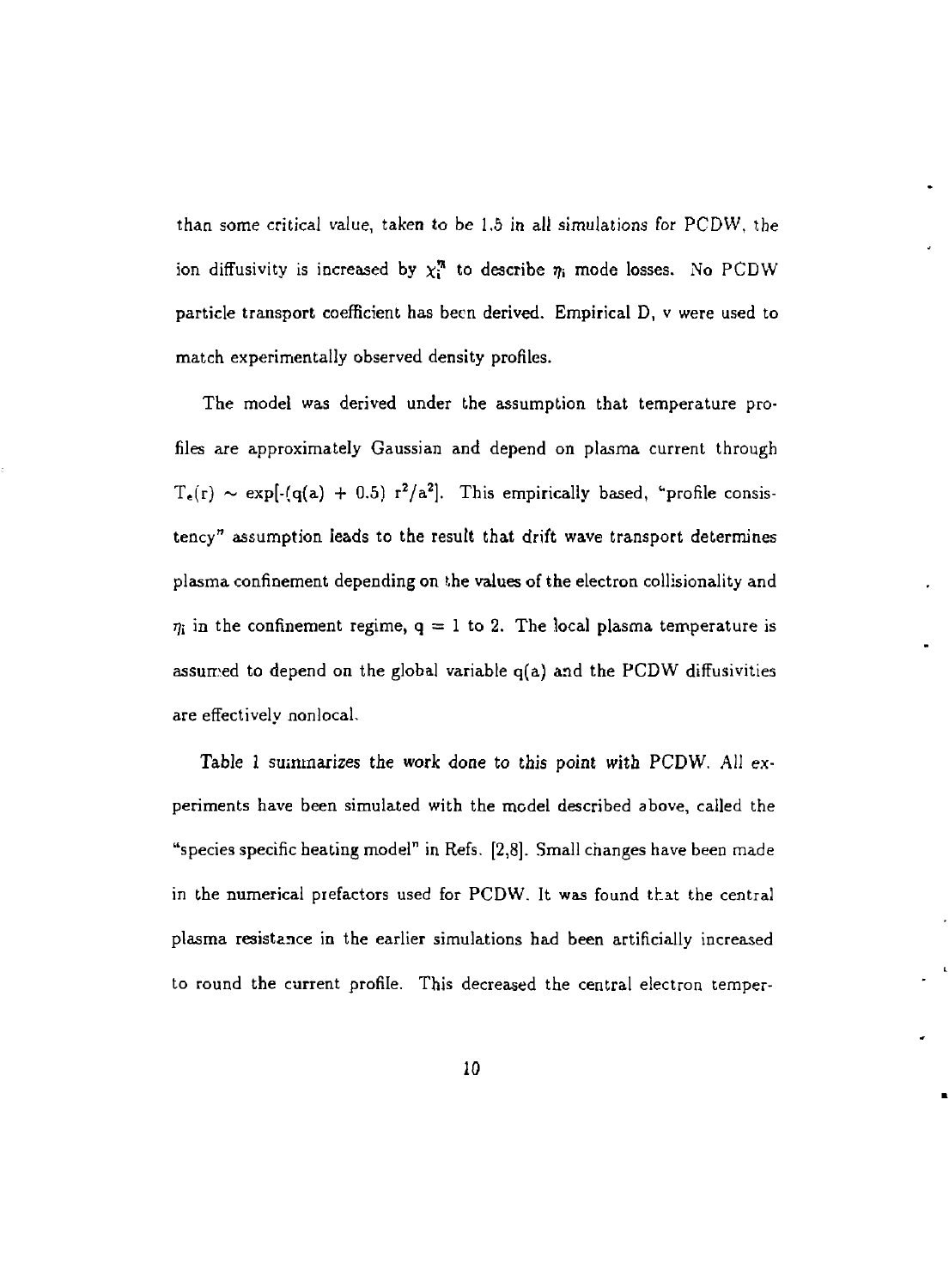than some critical value, taken to be 1.5 in all simulations for PCDW, the ion diffusivity is increased by $\chi_i^{\eta}$ to describe $\eta_i$ mode losses. No PCDW particle transport coefficient has been derived. Empirical D, v were used to match experimentally observed density profiles.

The model was derived under the assumption that temperature profiles are approximately Gaussian and depend on plasma current through $T_e(r) \sim \exp[-(q(a) + 0.5)\ r^2/a^2]$. This empirically based, "profile consistency" assumption leads to the result that drift wave transport determines plasma confinement depending on the values of the electron collisionality and $\eta_i$ in the confinement regime, $q = 1$ to 2. The local plasma temperature is assumed to depend on the global variable q(a) and the PCDW diffusivities are effectively nonlocal.

Table 1 summarizes the work done to this point with PCDW. All experiments have been simulated with the model described above, called the "species specific heating model" in Refs. [2,8]. Small changes have been made in the numerical prefactors used for PCDW. It was found that the central plasma resistance in the earlier simulations had been artificially increased to round the current profile. This decreased the central electron temper-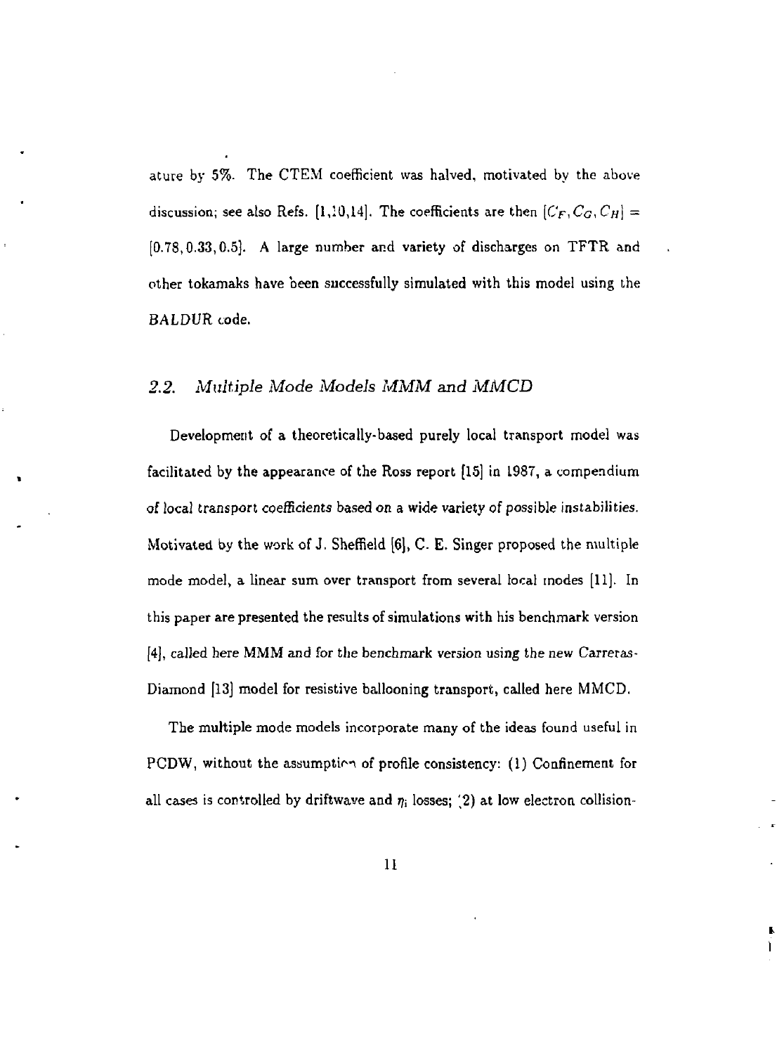ature by 5%. The CTEM coefficient was halved, motivated by the above discussion; see also Refs. [1,10,14]. The coefficients are then $[C_F, C_G, C_H] = [0.78, 0.33, 0.5]$. A large number and variety of discharges on TFTR and other tokamaks have been successfully simulated with this model using the BALDUR code.

## 2.2. *Multiple Mode Models MMM and MMCD*

Development of a theoretically-based purely local transport model was facilitated by the appearance of the Ross report [15] in 1987, a compendium of local transport coefficients based on a wide variety of possible instabilities. Motivated by the work of J. Sheffield [6], C. E. Singer proposed the multiple mode model, a linear sum over transport from several local modes [11]. In this paper are presented the results of simulations with his benchmark version [4], called here MMM and for the benchmark version using the new Carreras-Diamond [13] model for resistive ballooning transport, called here MMCD.

The multiple mode models incorporate many of the ideas found useful in PCDW, without the assumption of profile consistency: (1) Confinement for all cases is controlled by driftwave and $\eta_i$ losses; (2) at low electron collision-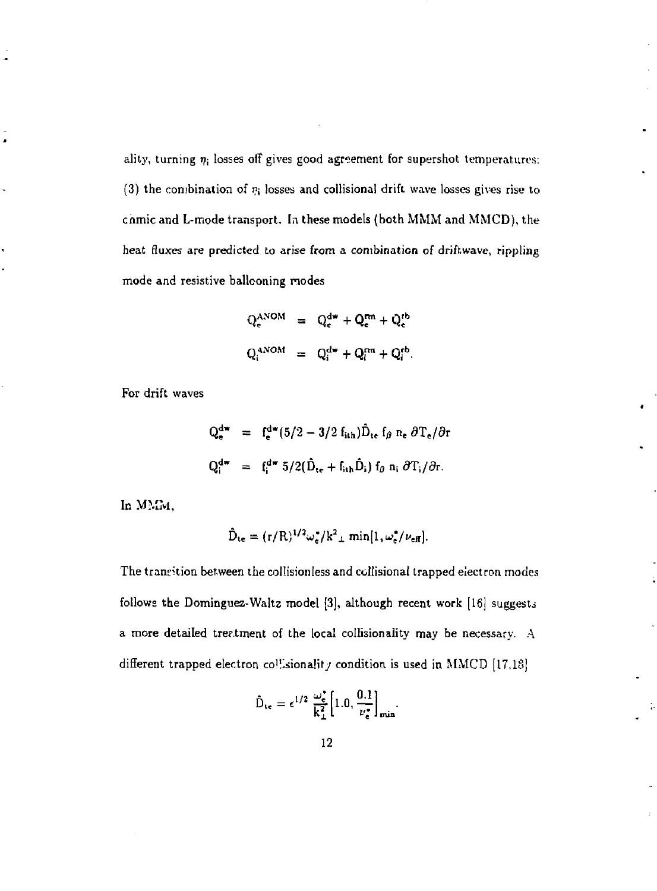ality, turning $\eta_i$ losses off gives good agreement for supershot temperatures; (3) the combination of $\eta_i$ losses and collisional drift wave losses gives rise to ohmic and L-mode transport. In these models (both MMM and MMCD), the heat fluxes are predicted to arise from a combination of driftwave, rippling mode and resistive ballooning modes

$$
\begin{aligned}
Q_e^{ANOM} &= Q_e^{dw} + Q_e^{rm} + Q_e^{rb} \\
Q_i^{ANOM} &= Q_i^{dw} + Q_i^{rm} + Q_i^{rb}.
\end{aligned}
$$

For drift waves

$$
\begin{aligned}
Q_e^{dw} &= f_e^{dw}(5/2 - 3/2\, f_{ith})\hat{D}_{te}\, f_\beta\, n_e\, \partial T_e/\partial r \\
Q_i^{dw} &= f_i^{dw}\, 5/2(\hat{D}_{te} + f_{ith}\hat{D}_i)\, f_\beta\, n_i\, \partial T_i/\partial r.
\end{aligned}
$$

In MMM,

$$
\hat{D}_{te} = (r/R)^{1/2}\omega_e^*/k^2{}_\perp \min[1, \omega_e^*/\nu_{eff}].
$$

The transition between the collisionless and collisional trapped electron modes follows the Dominguez-Waltz model [3], although recent work [16] suggests a more detailed treatment of the local collisionality may be necessary. A different trapped electron collisionality condition is used in MMCD [17,18]

$$
\hat{D}_{te} = \epsilon^{1/2}\, \frac{\omega_e^*}{k_\perp^2}\left[1.0, \frac{0.1}{\nu_e^*}\right]_{min}.
$$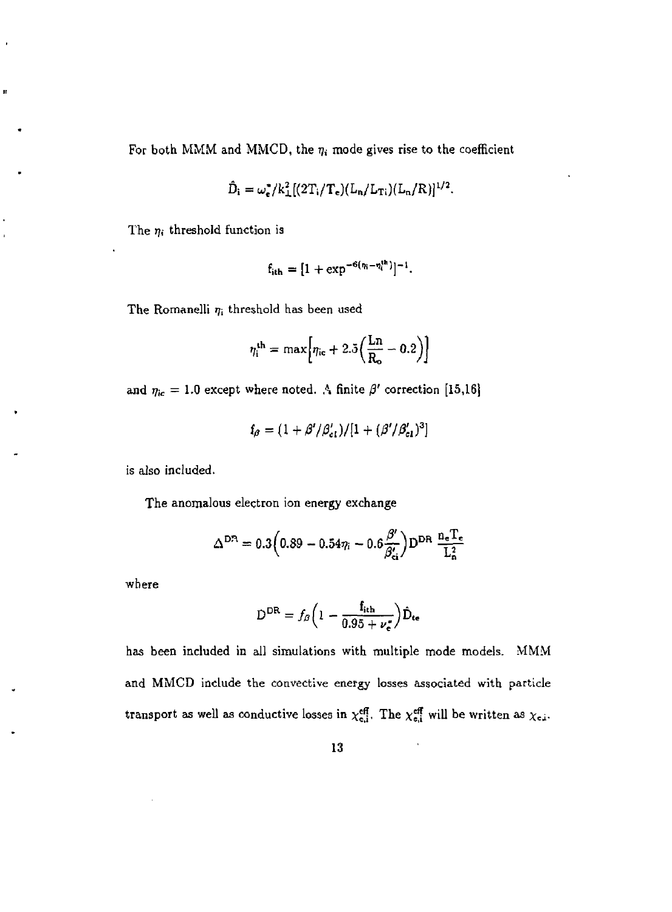For both MMM and MMCD, the $\eta_i$ mode gives rise to the coefficient

$$\hat{D}_i = \omega_e^*/k_\perp^2[(2T_i/T_e)(L_n/L_{Ti})(L_n/R)]^{1/2}.$$

The $\eta_i$ threshold function is

$$f_{ith} = [1 + \exp^{-6(\eta_i - \eta_i^{th})}]^{-1}.$$

The Romanelli $\eta_i$ threshold has been used

$$\eta_i^{th} = \max\left[\eta_{ic} + 2.5\left(\frac{Ln}{R_o} - 0.2\right)\right]$$

and $\eta_{ic} = 1.0$ except where noted. A finite $\beta'$ correction [15,16]

$$f_\beta = (1 + \beta'/\beta'_{c1})/[1 + (\beta'/\beta'_{c1})^3]$$

is also included.

The anomalous electron ion energy exchange

$$\Delta^{DR} = 0.3\left(0.89 - 0.54\eta_i - 0.6\frac{\beta'}{\beta'_{ci}}\right)D^{DR}\,\frac{n_e T_e}{L_n^2}$$

where

$$D^{DR} = f_\beta\left(1 - \frac{f_{ith}}{0.95 + \nu_e^*}\right)\hat{D}_{te}$$

has been included in all simulations with multiple mode models. MMM and MMCD include the convective energy losses associated with particle transport as well as conductive losses in $\chi_{e,i}^{eff}$. The $\chi_{e,i}^{eff}$ will be written as $\chi_{e,i}$.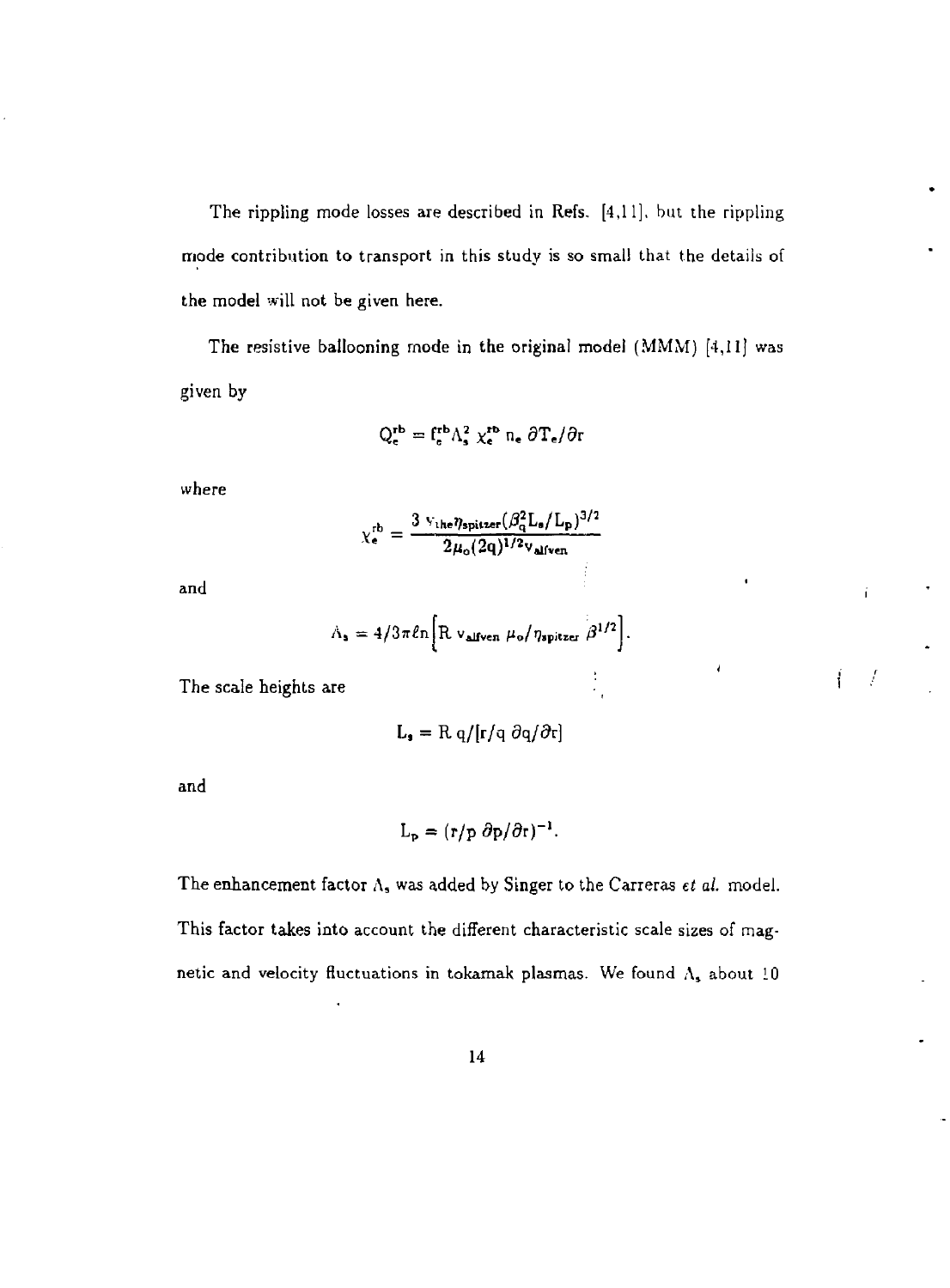The rippling mode losses are described in Refs. [4,11], but the rippling mode contribution to transport in this study is so small that the details of the model will not be given here.

The resistive ballooning mode in the original model (MMM) [4,11] was given by

$$Q_e^{rb} = f_e^{rb} \Lambda_s^2 \, \chi_e^{rb} \, n_e \, \partial T_e / \partial r$$

where

$$\chi_e^{rb} = \frac{3 \, v_{the} \eta_{spitzer} (\beta_q^2 L_s / L_p)^{3/2}}{2 \mu_o (2q)^{1/2} v_{alfven}}$$

and

$$\Lambda_s = 4/3 \pi \ell n \left[ R \; v_{alfven} \; \mu_o / \eta_{spitzer} \; \beta^{1/2} \right].$$

The scale heights are

$$L_s = R \, q / [r/q \; \partial q / \partial r]$$

and

$$L_p = (r/p \; \partial p / \partial r)^{-1}.$$

The enhancement factor $\Lambda_s$ was added by Singer to the Carreras *et al.* model. This factor takes into account the different characteristic scale sizes of magnetic and velocity fluctuations in tokamak plasmas. We found $\Lambda_s$ about 10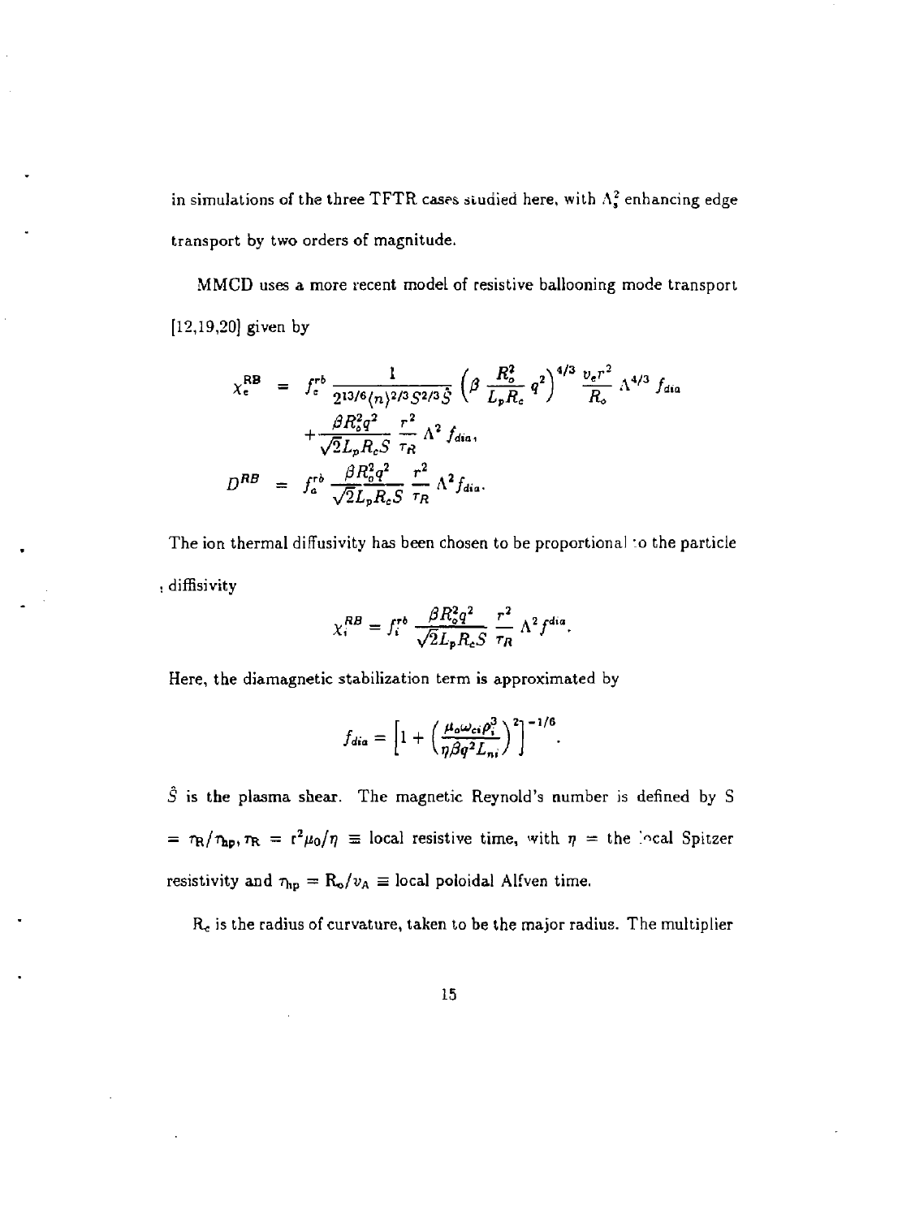in simulations of the three TFTR cases studied here, with $\Lambda_s^2$ enhancing edge transport by two orders of magnitude.

MMCD uses a more recent model of resistive ballooning mode transport [12,19,20] given by

$$
\begin{aligned}
\chi_e^{RB} &= f_e^{rb} \frac{1}{2^{13/6} \langle n \rangle^{2/3} S^{2/3} \hat{S}} \left( \beta \frac{R_o^2}{L_p R_c} q^2 \right)^{4/3} \frac{v_e r^2}{R_o} \Lambda^{4/3} f_{dia} \\
&+ \frac{\beta R_o^2 q^2}{\sqrt{2} L_p R_c S} \frac{r^2}{\tau_R} \Lambda^2 f_{dia}, \\
D^{RB} &= f_a^{rb} \frac{\beta R_o^2 q^2}{\sqrt{2} L_p R_c S} \frac{r^2}{\tau_R} \Lambda^2 f_{dia}.
\end{aligned}
$$

The ion thermal diffusivity has been chosen to be proportional to the particle diffisivity

$$
\chi_i^{RB} = f_i^{rb} \frac{\beta R_o^2 q^2}{\sqrt{2} L_p R_c S} \frac{r^2}{\tau_R} \Lambda^2 f^{dia}.
$$

Here, the diamagnetic stabilization term is approximated by

$$
f_{dia} = \left[ 1 + \left( \frac{\mu_o \omega_{ci} \rho_i^3}{\eta \beta q^2 L_{ni}} \right)^2 \right]^{-1/6}.
$$

$\hat{S}$ is the plasma shear. The magnetic Reynold's number is defined by S $= \tau_R / \tau_{hp}$, $\tau_R = r^2 \mu_0 / \eta \equiv$ local resistive time, with $\eta =$ the local Spitzer resistivity and $\tau_{hp} = R_o / v_A \equiv$ local poloidal Alfven time.

$R_c$ is the radius of curvature, taken to be the major radius. The multiplier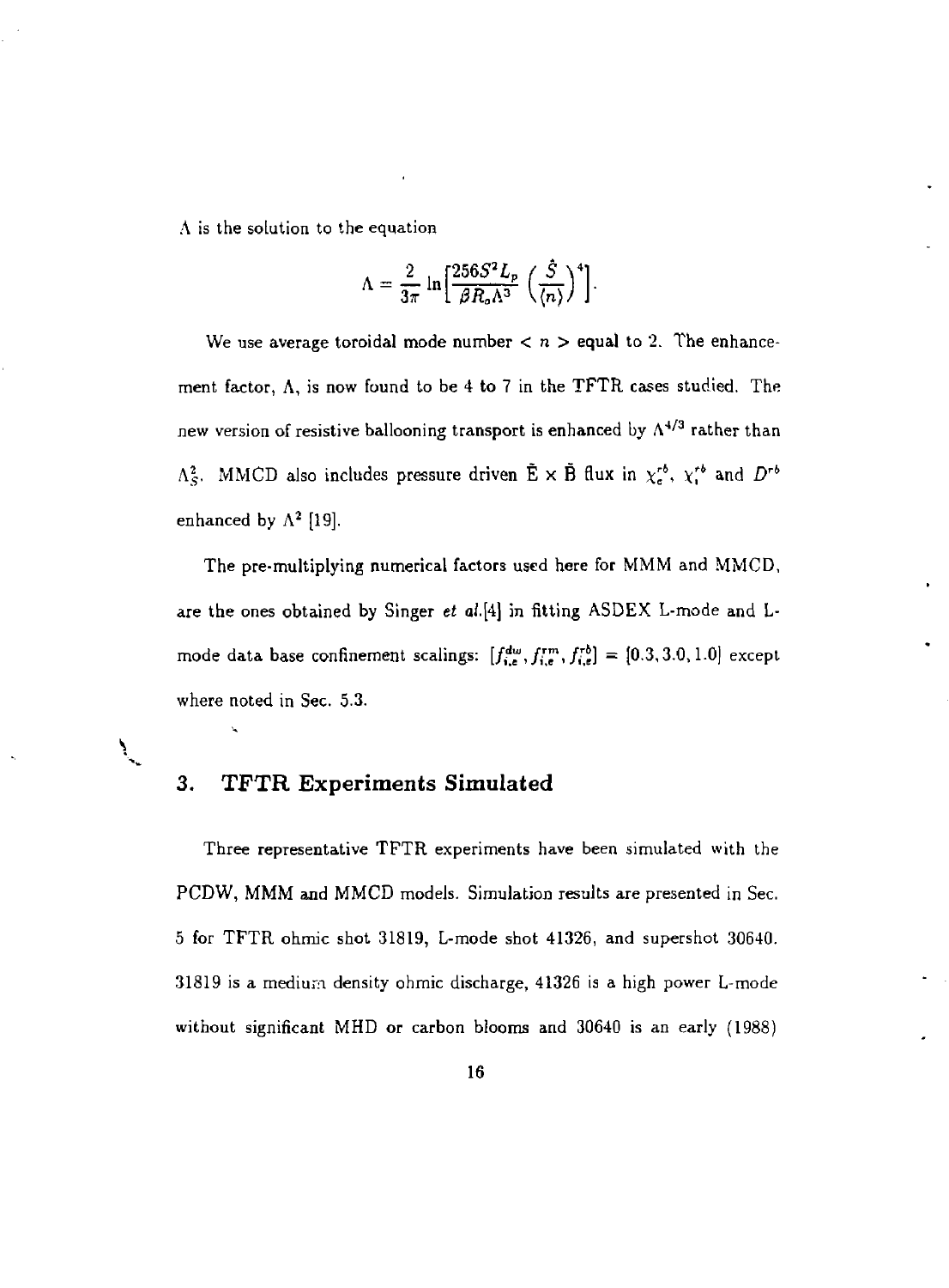$\Lambda$ is the solution to the equation

$$\Lambda = \frac{2}{3\pi} \ln\left[\frac{256 S^2 L_p}{\beta R_o \Lambda^3} \left(\frac{\hat{S}}{\langle n \rangle}\right)^4\right].$$

We use average toroidal mode number $< n >$ equal to 2. The enhancement factor, $\Lambda$, is now found to be 4 to 7 in the TFTR cases studied. The new version of resistive ballooning transport is enhanced by $\Lambda^{4/3}$ rather than $\Lambda_S^2$. MMCD also includes pressure driven $\tilde{\text{E}} \times \tilde{\text{B}}$ flux in $\chi_e^{rb}$, $\chi_i^{rb}$ and $D^{rb}$ enhanced by $\Lambda^2$ [19].

The pre-multiplying numerical factors used here for MMM and MMCD, are the ones obtained by Singer *et al.*[4] in fitting ASDEX L-mode and L-mode data base confinement scalings: $[f_{i,e}^{dw}, f_{i,e}^{rm}, f_{i,e}^{rb}] = [0.3, 3.0, 1.0]$ except where noted in Sec. 5.3.

## 3. TFTR Experiments Simulated

Three representative TFTR experiments have been simulated with the PCDW, MMM and MMCD models. Simulation results are presented in Sec. 5 for TFTR ohmic shot 31819, L-mode shot 41326, and supershot 30640. 31819 is a medium density ohmic discharge, 41326 is a high power L-mode without significant MHD or carbon blooms and 30640 is an early (1988)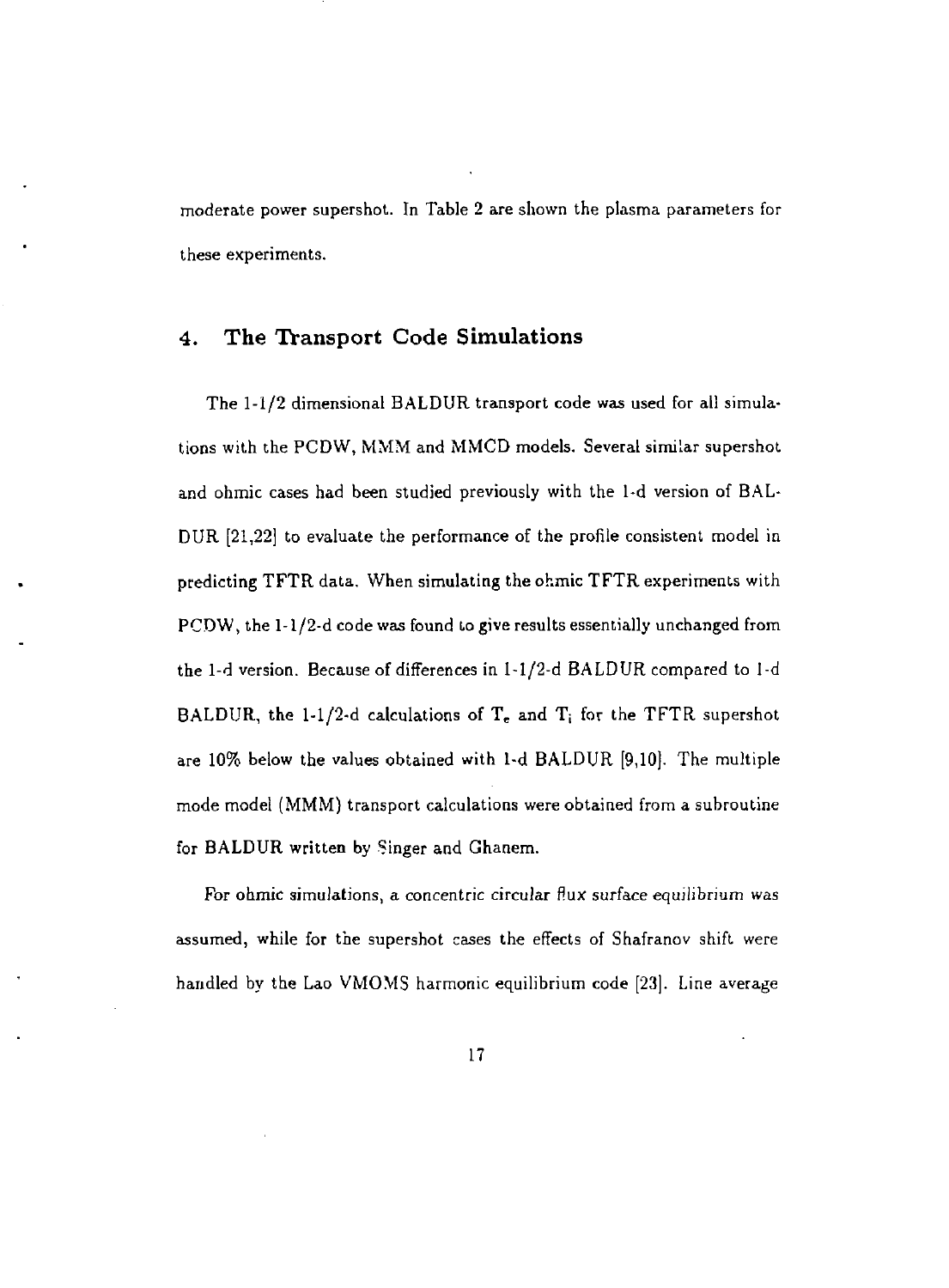moderate power supershot. In Table 2 are shown the plasma parameters for these experiments.

## 4. The Transport Code Simulations

The 1-1/2 dimensional BALDUR transport code was used for all simulations with the PCDW, MMM and MMCD models. Several similar supershot and ohmic cases had been studied previously with the 1-d version of BALDUR [21,22] to evaluate the performance of the profile consistent model in predicting TFTR data. When simulating the ohmic TFTR experiments with PCDW, the 1-1/2-d code was found to give results essentially unchanged from the 1-d version. Because of differences in 1-1/2-d BALDUR compared to 1-d BALDUR, the 1-1/2-d calculations of $T_e$ and $T_i$ for the TFTR supershot are 10% below the values obtained with 1-d BALDUR [9,10]. The multiple mode model (MMM) transport calculations were obtained from a subroutine for BALDUR written by Singer and Ghanem.

For ohmic simulations, a concentric circular flux surface equilibrium was assumed, while for the supershot cases the effects of Shafranov shift were handled by the Lao VMOMS harmonic equilibrium code [23]. Line average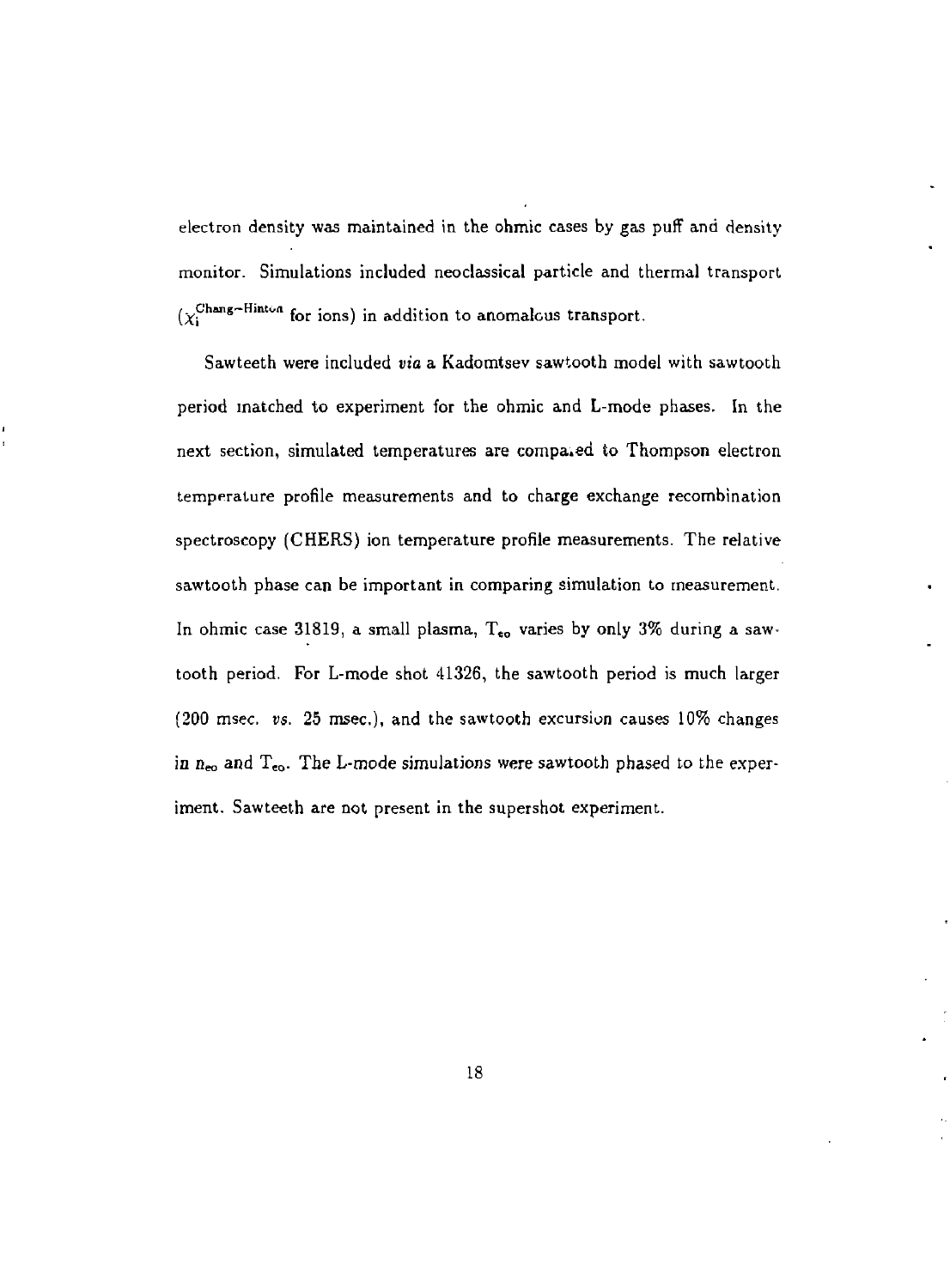electron density was maintained in the ohmic cases by gas puff and density monitor. Simulations included neoclassical particle and thermal transport ($\chi_i^{Chang-Hinton}$ for ions) in addition to anomalous transport.

Sawteeth were included *via* a Kadomtsev sawtooth model with sawtooth period matched to experiment for the ohmic and L-mode phases. In the next section, simulated temperatures are compared to Thompson electron temperature profile measurements and to charge exchange recombination spectroscopy (CHERS) ion temperature profile measurements. The relative sawtooth phase can be important in comparing simulation to measurement. In ohmic case 31819, a small plasma, $T_{eo}$ varies by only 3% during a sawtooth period. For L-mode shot 41326, the sawtooth period is much larger (200 msec. *vs.* 25 msec.), and the sawtooth excursion causes 10% changes in $n_{eo}$ and $T_{eo}$. The L-mode simulations were sawtooth phased to the experiment. Sawteeth are not present in the supershot experiment.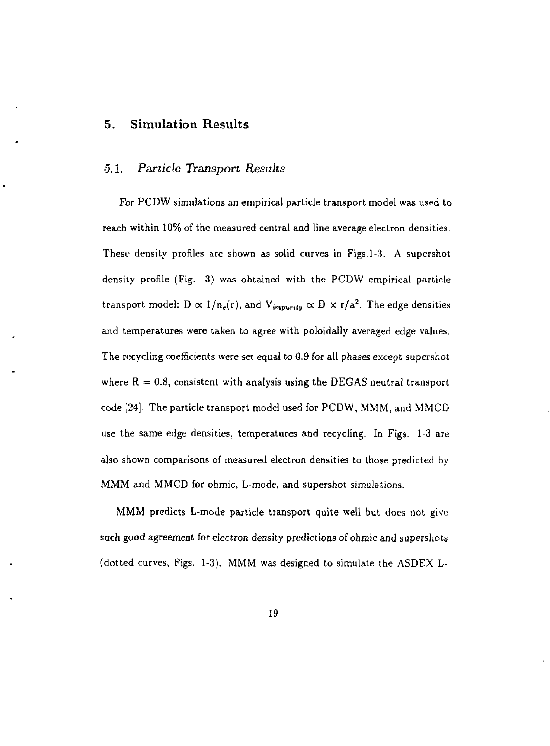## 5. Simulation Results

### 5.1. *Particle Transport Results*

For PCDW simulations an empirical particle transport model was used to reach within 10% of the measured central and line average electron densities. These density profiles are shown as solid curves in Figs.1-3. A supershot density profile (Fig. 3) was obtained with the PCDW empirical particle transport model: $D \propto 1/n_e(r)$, and $V_{impurity} \propto D \times r/a^2$. The edge densities and temperatures were taken to agree with poloidally averaged edge values. The recycling coefficients were set equal to 0.9 for all phases except supershot where $R = 0.8$, consistent with analysis using the DEGAS neutral transport code [24]. The particle transport model used for PCDW, MMM, and MMCD use the same edge densities, temperatures and recycling. In Figs. 1-3 are also shown comparisons of measured electron densities to those predicted by MMM and MMCD for ohmic, L-mode, and supershot simulations.

MMM predicts L-mode particle transport quite well but does not give such good agreement for electron density predictions of ohmic and supershots (dotted curves, Figs. 1-3). MMM was designed to simulate the ASDEX L-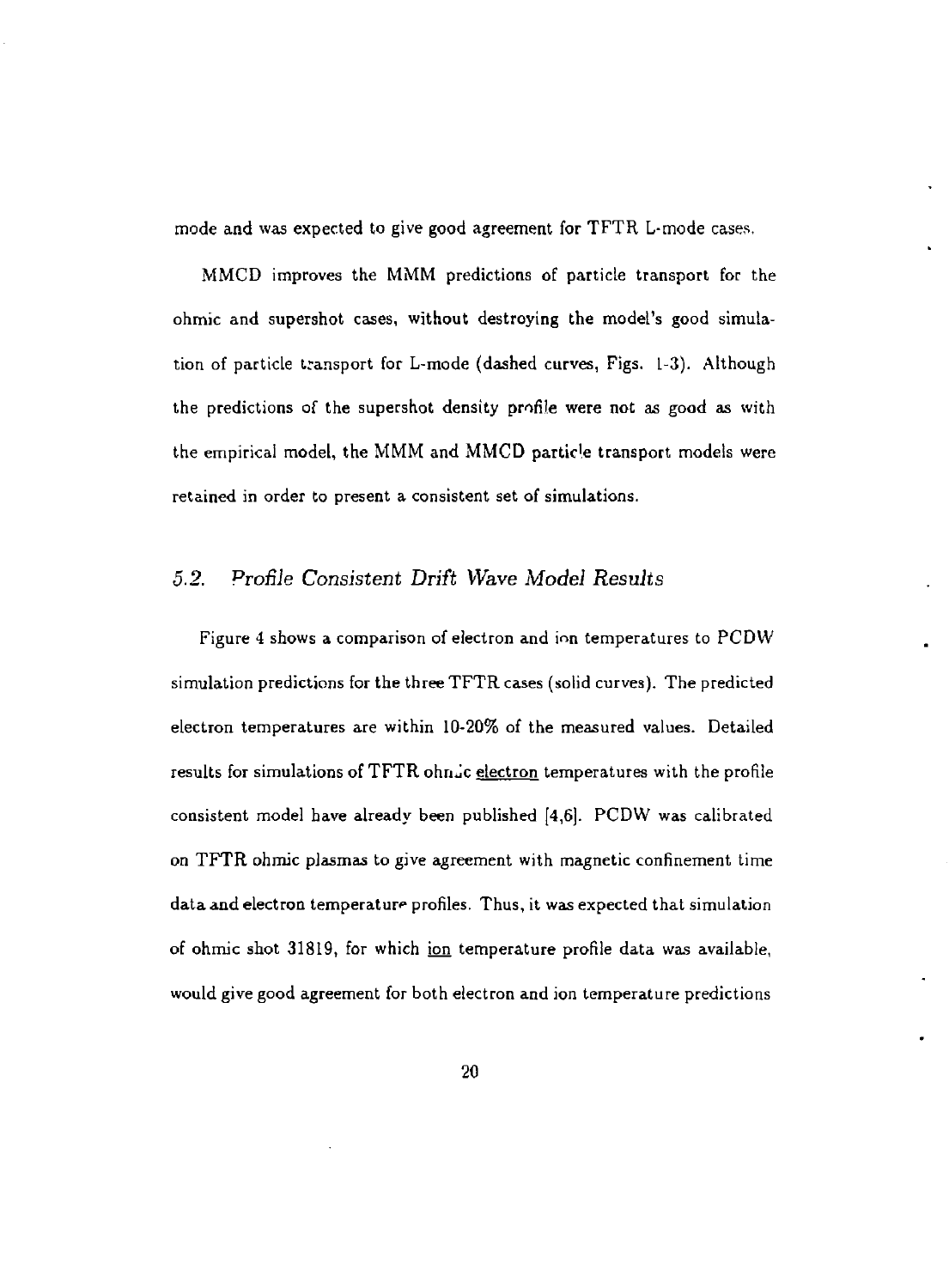mode and was expected to give good agreement for TFTR L-mode cases.

MMCD improves the MMM predictions of particle transport for the ohmic and supershot cases, without destroying the model's good simulation of particle transport for L-mode (dashed curves, Figs. 1-3). Although the predictions of the supershot density profile were not as good as with the empirical model, the MMM and MMCD particle transport models were retained in order to present a consistent set of simulations.

## *5.2. Profile Consistent Drift Wave Model Results*

Figure 4 shows a comparison of electron and ion temperatures to PCDW simulation predictions for the three TFTR cases (solid curves). The predicted electron temperatures are within 10-20% of the measured values. Detailed results for simulations of TFTR ohmic <u>electron</u> temperatures with the profile consistent model have already been published [4,6]. PCDW was calibrated on TFTR ohmic plasmas to give agreement with magnetic confinement time data and electron temperature profiles. Thus, it was expected that simulation of ohmic shot 31819, for which <u>ion</u> temperature profile data was available, would give good agreement for both electron and ion temperature predictions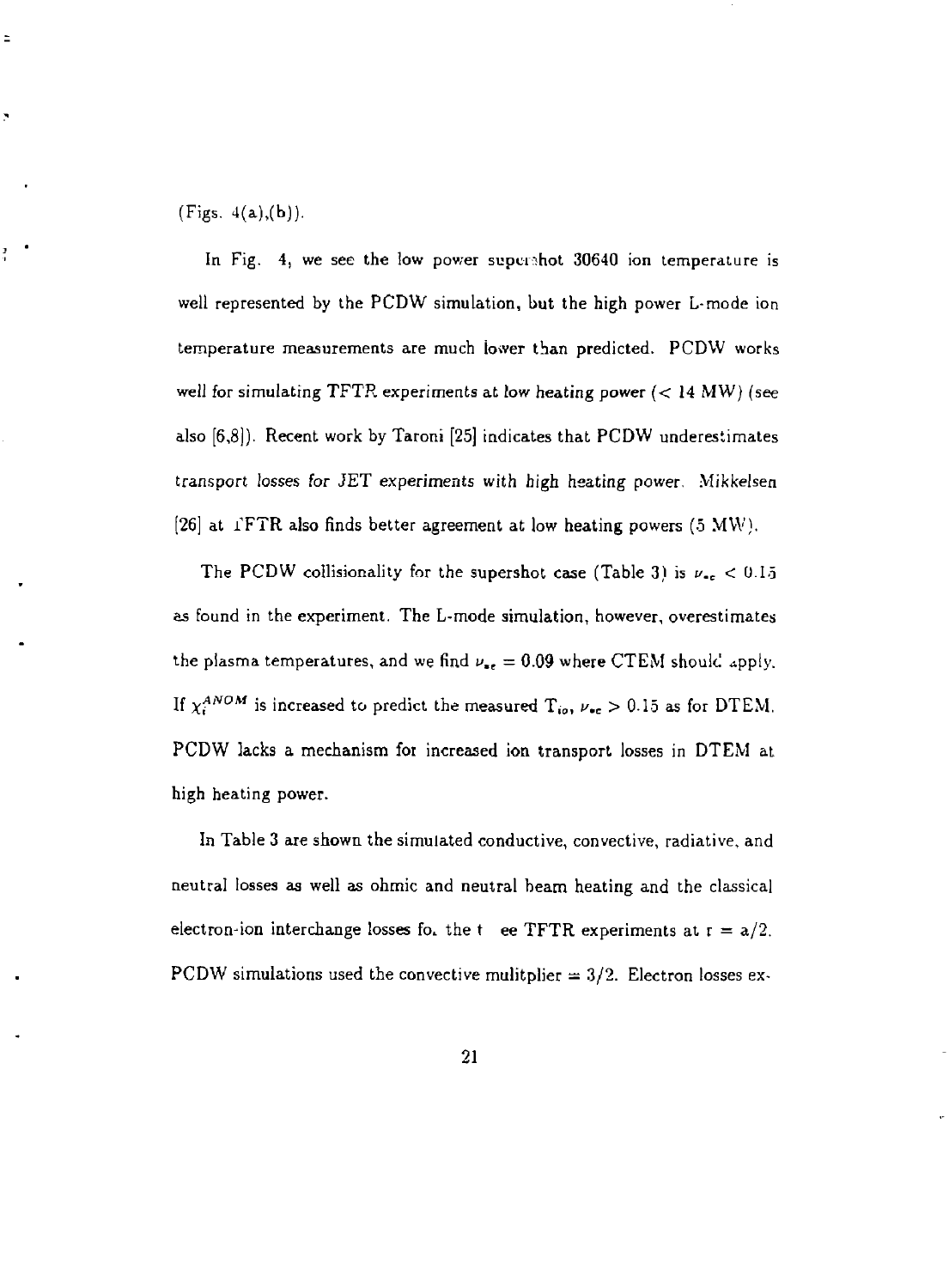(Figs. 4(a),(b)).

In Fig. 4, we see the low power supershot 30640 ion temperature is well represented by the PCDW simulation, but the high power L-mode ion temperature measurements are much lower than predicted. PCDW works well for simulating TFTR experiments at low heating power (< 14 MW) (see also [6,8]). Recent work by Taroni [25] indicates that PCDW underestimates transport losses for JET experiments with high heating power. Mikkelsen [26] at TFTR also finds better agreement at low heating powers (5 MW).

The PCDW collisionality for the supershot case (Table 3) is $\nu_{*e} < 0.15$ as found in the experiment. The L-mode simulation, however, overestimates the plasma temperatures, and we find $\nu_{*e} = 0.09$ where CTEM should apply. If $\chi_i^{ANOM}$ is increased to predict the measured $T_{io}$, $\nu_{*e} > 0.15$ as for DTEM. PCDW lacks a mechanism for increased ion transport losses in DTEM at high heating power.

In Table 3 are shown the simulated conductive, convective, radiative, and neutral losses as well as ohmic and neutral beam heating and the classical electron-ion interchange losses fo. the t ee TFTR experiments at r = a/2. PCDW simulations used the convective mulitplier = 3/2. Electron losses ex-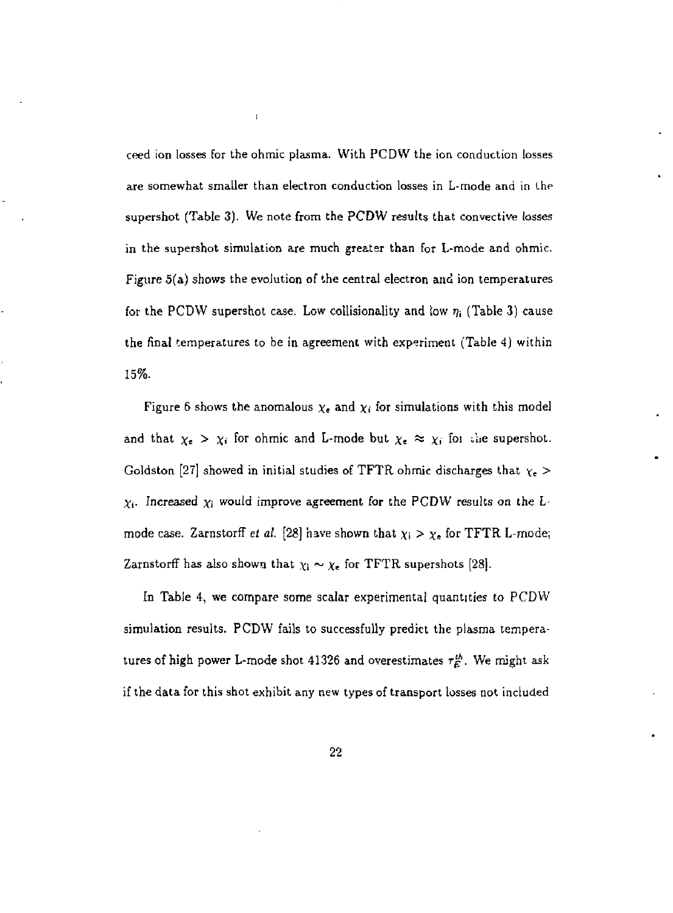ceed ion losses for the ohmic plasma. With PCDW the ion conduction losses are somewhat smaller than electron conduction losses in L-mode and in the supershot (Table 3). We note from the PCDW results that convective losses in the supershot simulation are much greater than for L-mode and ohmic. Figure 5(a) shows the evolution of the central electron and ion temperatures for the PCDW supershot case. Low collisionality and low $\eta_i$ (Table 3) cause the final temperatures to be in agreement with experiment (Table 4) within 15%.

Figure 6 shows the anomalous $\chi_e$ and $\chi_i$ for simulations with this model and that $\chi_e > \chi_i$ for ohmic and L-mode but $\chi_e \approx \chi_i$ for the supershot. Goldston [27] showed in initial studies of TFTR ohmic discharges that $\chi_e > \chi_i$. Increased $\chi_i$ would improve agreement for the PCDW results on the L-mode case. Zarnstorff *et al.* [28] have shown that $\chi_i > \chi_e$ for TFTR L-mode; Zarnstorff has also shown that $\chi_i \sim \chi_e$ for TFTR supershots [28].

In Table 4, we compare some scalar experimental quantities to PCDW simulation results. PCDW fails to successfully predict the plasma temperatures of high power L-mode shot 41326 and overestimates $\tau_E^{th}$. We might ask if the data for this shot exhibit any new types of transport losses not included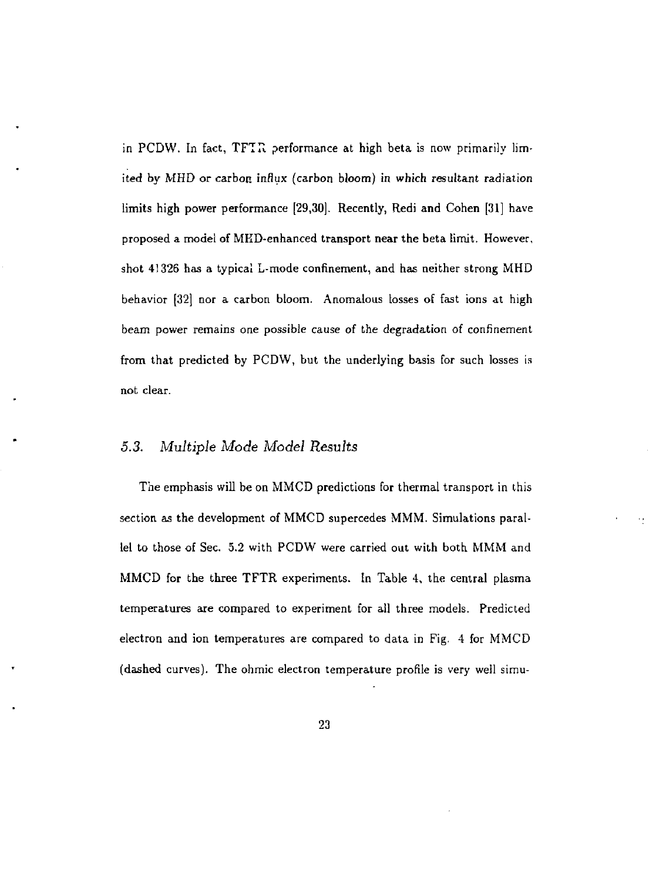in PCDW. In fact, TFTR performance at high beta is now primarily limited by MHD or carbon influx (carbon bloom) in which resultant radiation limits high power performance [29,30]. Recently, Redi and Cohen [31] have proposed a model of MHD-enhanced transport near the beta limit. However, shot 41326 has a typical L-mode confinement, and has neither strong MHD behavior [32] nor a carbon bloom. Anomalous losses of fast ions at high beam power remains one possible cause of the degradation of confinement from that predicted by PCDW, but the underlying basis for such losses is not clear.

### *5.3. Multiple Mode Model Results*

The emphasis will be on MMCD predictions for thermal transport in this section as the development of MMCD supercedes MMM. Simulations parallel to those of Sec. 5.2 with PCDW were carried out with both MMM and MMCD for the three TFTR experiments. In Table 4, the central plasma temperatures are compared to experiment for all three models. Predicted electron and ion temperatures are compared to data in Fig. 4 for MMCD (dashed curves). The ohmic electron temperature profile is very well simu-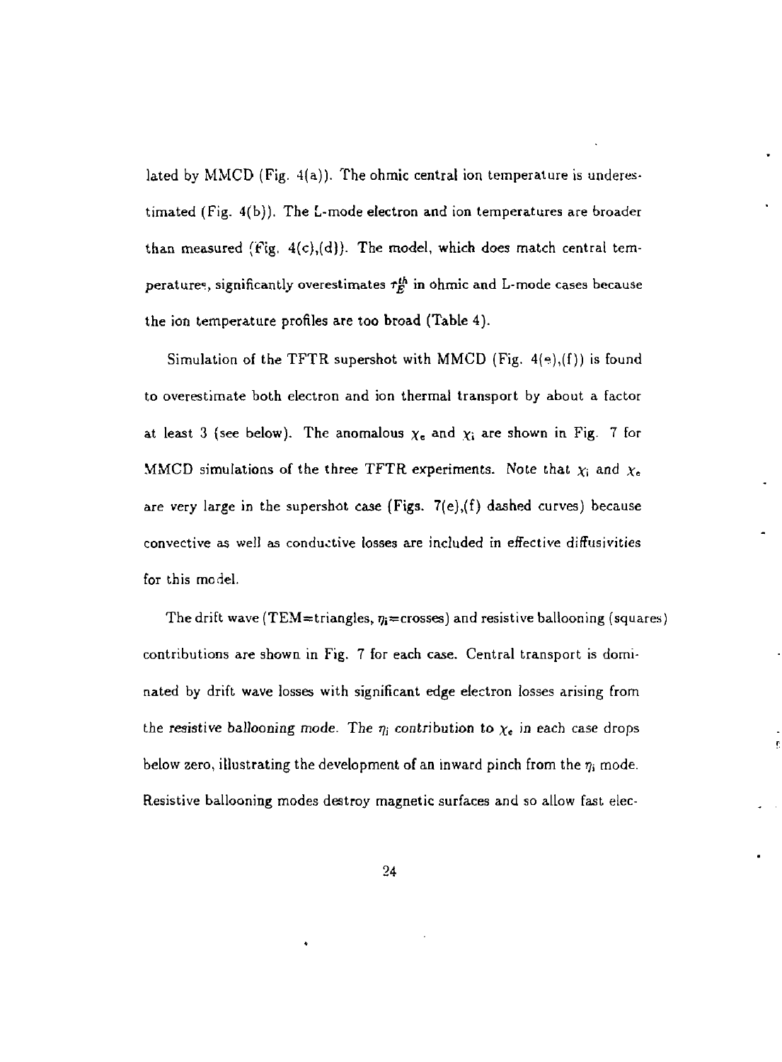lated by MMCD (Fig. 4(a)). The ohmic central ion temperature is underestimated (Fig. 4(b)). The L-mode electron and ion temperatures are broader than measured (Fig. 4(c),(d)). The model, which does match central temperatures, significantly overestimates $\tau_E^{th}$ in ohmic and L-mode cases because the ion temperature profiles are too broad (Table 4).

Simulation of the TFTR supershot with MMCD (Fig. 4(e),(f)) is found to overestimate both electron and ion thermal transport by about a factor at least 3 (see below). The anomalous $\chi_e$ and $\chi_i$ are shown in Fig. 7 for MMCD simulations of the three TFTR experiments. Note that $\chi_i$ and $\chi_e$ are very large in the supershot case (Figs. 7(e),(f) dashed curves) because convective as well as conductive losses are included in effective diffusivities for this model.

The drift wave (TEM=triangles, $\eta_i$=crosses) and resistive ballooning (squares) contributions are shown in Fig. 7 for each case. Central transport is dominated by drift wave losses with significant edge electron losses arising from the resistive ballooning mode. The $\eta_i$ contribution to $\chi_e$ in each case drops below zero, illustrating the development of an inward pinch from the $\eta_i$ mode. Resistive ballooning modes destroy magnetic surfaces and so allow fast elec-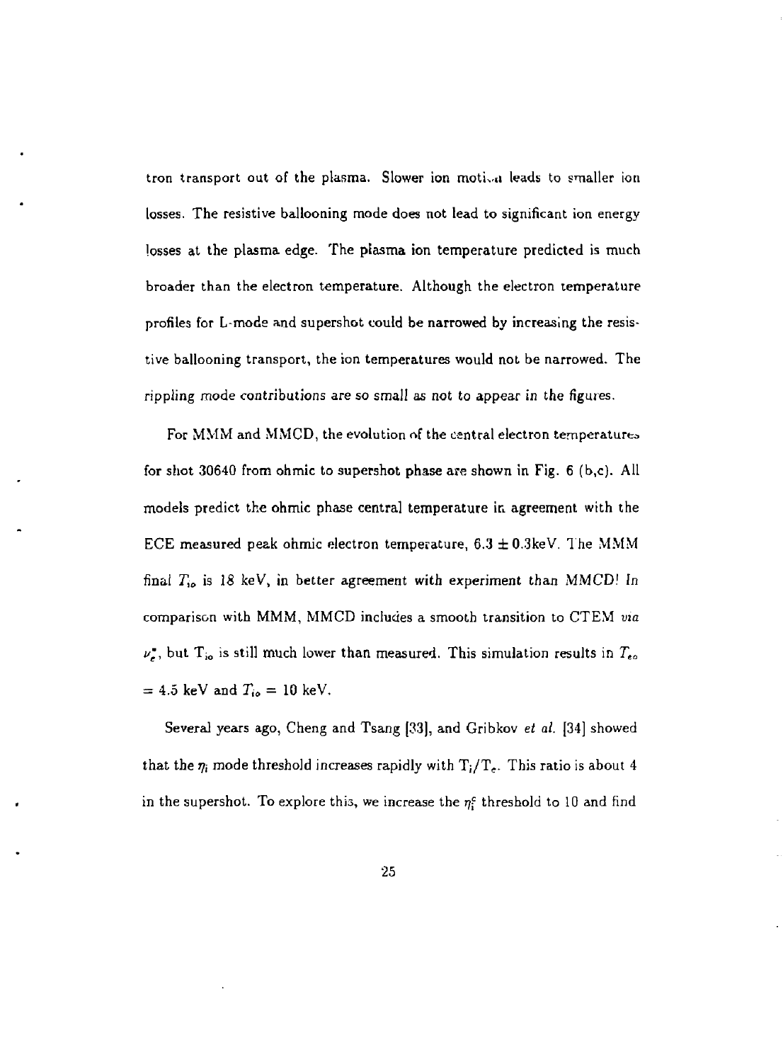tron transport out of the plasma. Slower ion motion leads to smaller ion losses. The resistive ballooning mode does not lead to significant ion energy losses at the plasma edge. The plasma ion temperature predicted is much broader than the electron temperature. Although the electron temperature profiles for L-mode and supershot could be narrowed by increasing the resistive ballooning transport, the ion temperatures would not be narrowed. The rippling mode contributions are so small as not to appear in the figures.

For MMM and MMCD, the evolution of the central electron temperatures for shot 30640 from ohmic to supershot phase are shown in Fig. 6 (b,c). All models predict the ohmic phase central temperature in agreement with the ECE measured peak ohmic electron temperature, $6.3 \pm 0.3$keV. The MMM final $T_{io}$ is 18 keV, in better agreement with experiment than MMCD! In comparison with MMM, MMCD includes a smooth transition to CTEM *via* $\nu_e^*$, but $T_{io}$ is still much lower than measured. This simulation results in $T_{eo}$ = 4.5 keV and $T_{io}$ = 10 keV.

Several years ago, Cheng and Tsang [33], and Gribkov *et al.* [34] showed that the $\eta_i$ mode threshold increases rapidly with $T_i/T_e$. This ratio is about 4 in the supershot. To explore this, we increase the $\eta_i^c$ threshold to 10 and find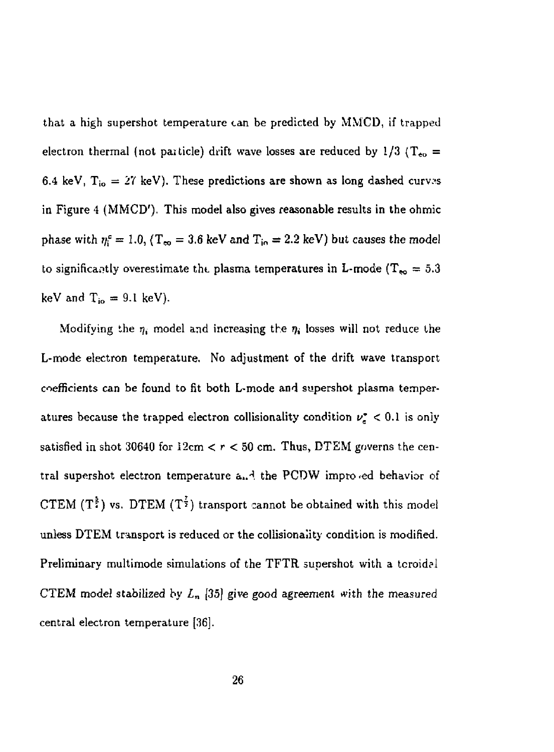that a high supershot temperature can be predicted by MMCD, if trapped electron thermal (not particle) drift wave losses are reduced by 1/3 ($T_{eo}$ = 6.4 keV, $T_{io}$ = 27 keV). These predictions are shown as long dashed curves in Figure 4 (MMCD′). This model also gives reasonable results in the ohmic phase with $\eta_i^c = 1.0$, ($T_{eo}$ = 3.6 keV and $T_{io}$ = 2.2 keV) but causes the model to significantly overestimate the plasma temperatures in L-mode ($T_{eo}$ = 5.3 keV and $T_{io}$ = 9.1 keV).

Modifying the $\eta_i$ model and increasing the $\eta_i$ losses will not reduce the L-mode electron temperature. No adjustment of the drift wave transport coefficients can be found to fit both L-mode and supershot plasma temperatures because the trapped electron collisionality condition $\nu_e^* < 0.1$ is only satisfied in shot 30640 for 12cm $< r <$ 50 cm. Thus, DTEM governs the central supershot electron temperature and the PCDW improved behavior of CTEM ($T^{\frac{5}{2}}$) vs. DTEM ($T^{\frac{7}{2}}$) transport cannot be obtained with this model unless DTEM transport is reduced or the collisionality condition is modified. Preliminary multimode simulations of the TFTR supershot with a toroidal CTEM model stabilized by $L_n$ [35] give good agreement with the measured central electron temperature [36].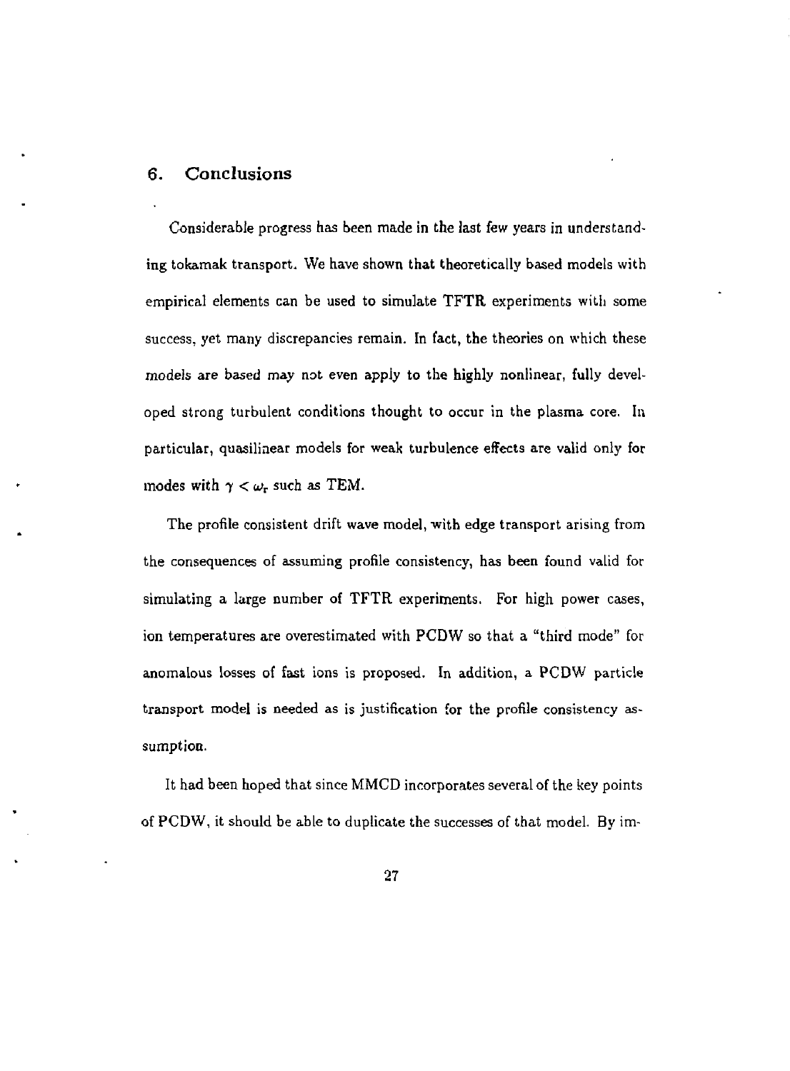## 6. Conclusions

Considerable progress has been made in the last few years in understanding tokamak transport. We have shown that theoretically based models with empirical elements can be used to simulate TFTR experiments with some success, yet many discrepancies remain. In fact, the theories on which these models are based may not even apply to the highly nonlinear, fully developed strong turbulent conditions thought to occur in the plasma core. In particular, quasilinear models for weak turbulence effects are valid only for modes with $\gamma < \omega_r$ such as TEM.

The profile consistent drift wave model, with edge transport arising from the consequences of assuming profile consistency, has been found valid for simulating a large number of TFTR experiments. For high power cases, ion temperatures are overestimated with PCDW so that a "third mode" for anomalous losses of fast ions is proposed. In addition, a PCDW particle transport model is needed as is justification for the profile consistency assumption.

It had been hoped that since MMCD incorporates several of the key points of PCDW, it should be able to duplicate the successes of that model. By im-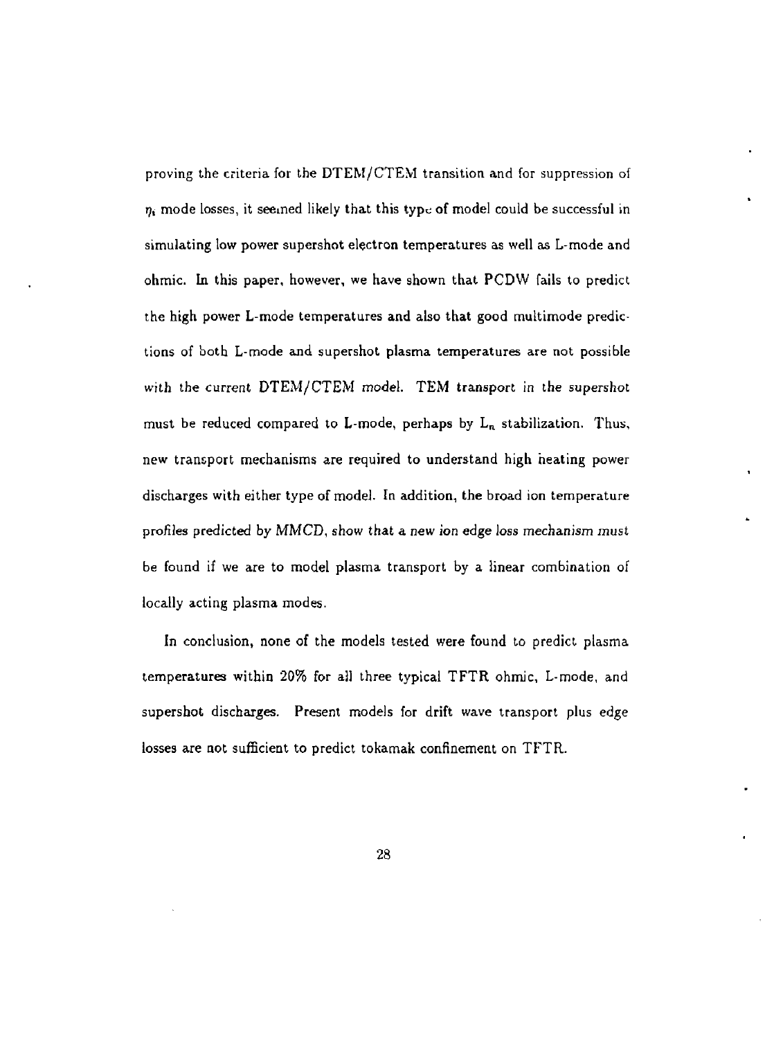proving the criteria for the DTEM/CTEM transition and for suppression of $\eta_i$ mode losses, it seemed likely that this type of model could be successful in simulating low power supershot electron temperatures as well as L-mode and ohmic. In this paper, however, we have shown that PCDW fails to predict the high power L-mode temperatures and also that good multimode predictions of both L-mode and supershot plasma temperatures are not possible with the current DTEM/CTEM model. TEM transport in the supershot must be reduced compared to L-mode, perhaps by $L_n$ stabilization. Thus, new transport mechanisms are required to understand high heating power discharges with either type of model. In addition, the broad ion temperature profiles predicted by MMCD, show that a new ion edge loss mechanism must be found if we are to model plasma transport by a linear combination of locally acting plasma modes.

In conclusion, none of the models tested were found to predict plasma temperatures within 20% for all three typical TFTR ohmic, L-mode, and supershot discharges. Present models for drift wave transport plus edge losses are not sufficient to predict tokamak confinement on TFTR.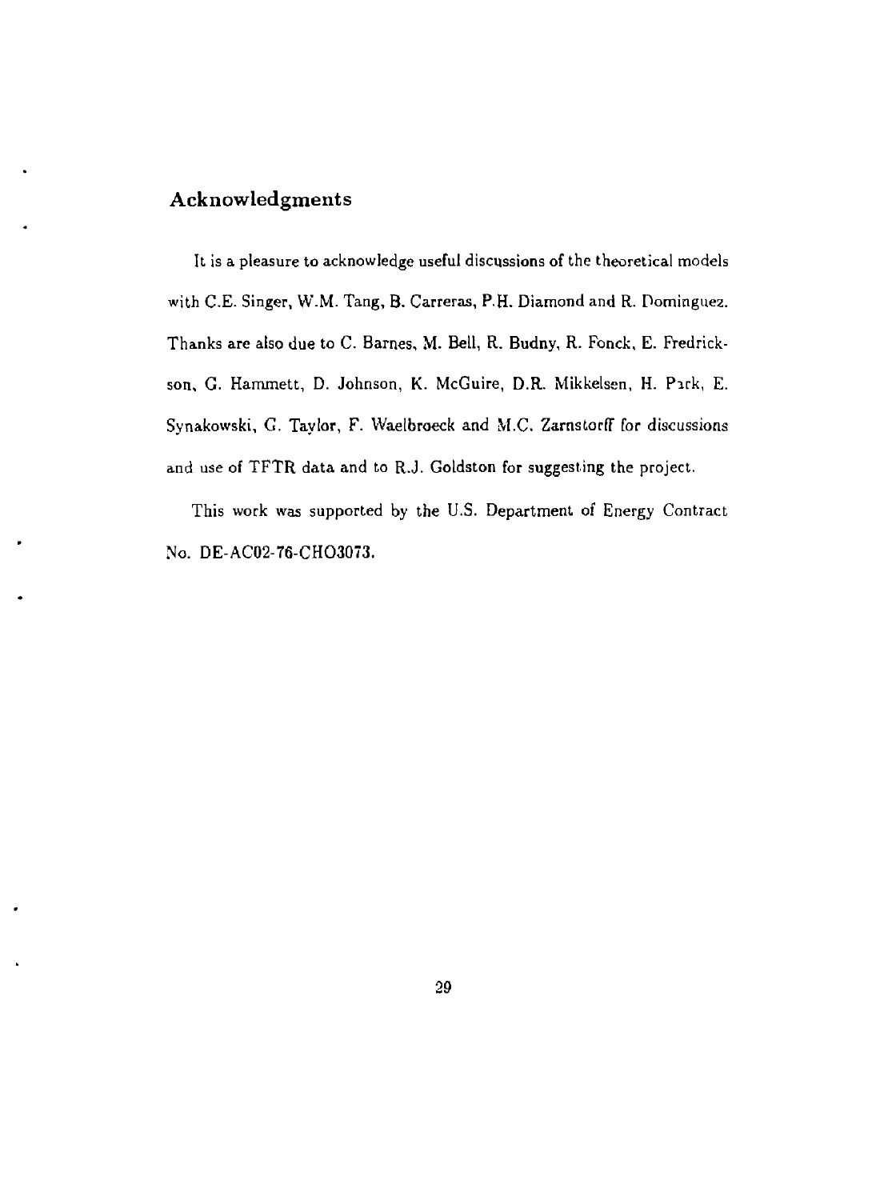## Acknowledgments

It is a pleasure to acknowledge useful discussions of the theoretical models with C.E. Singer, W.M. Tang, B. Carreras, P.H. Diamond and R. Dominguez. Thanks are also due to C. Barnes, M. Bell, R. Budny, R. Fonck, E. Fredrickson, G. Hammett, D. Johnson, K. McGuire, D.R. Mikkelsen, H. Park, E. Synakowski, G. Taylor, F. Waelbroeck and M.C. Zarnstorff for discussions and use of TFTR data and to R.J. Goldston for suggesting the project.

This work was supported by the U.S. Department of Energy Contract No. DE-AC02-76-CHO3073.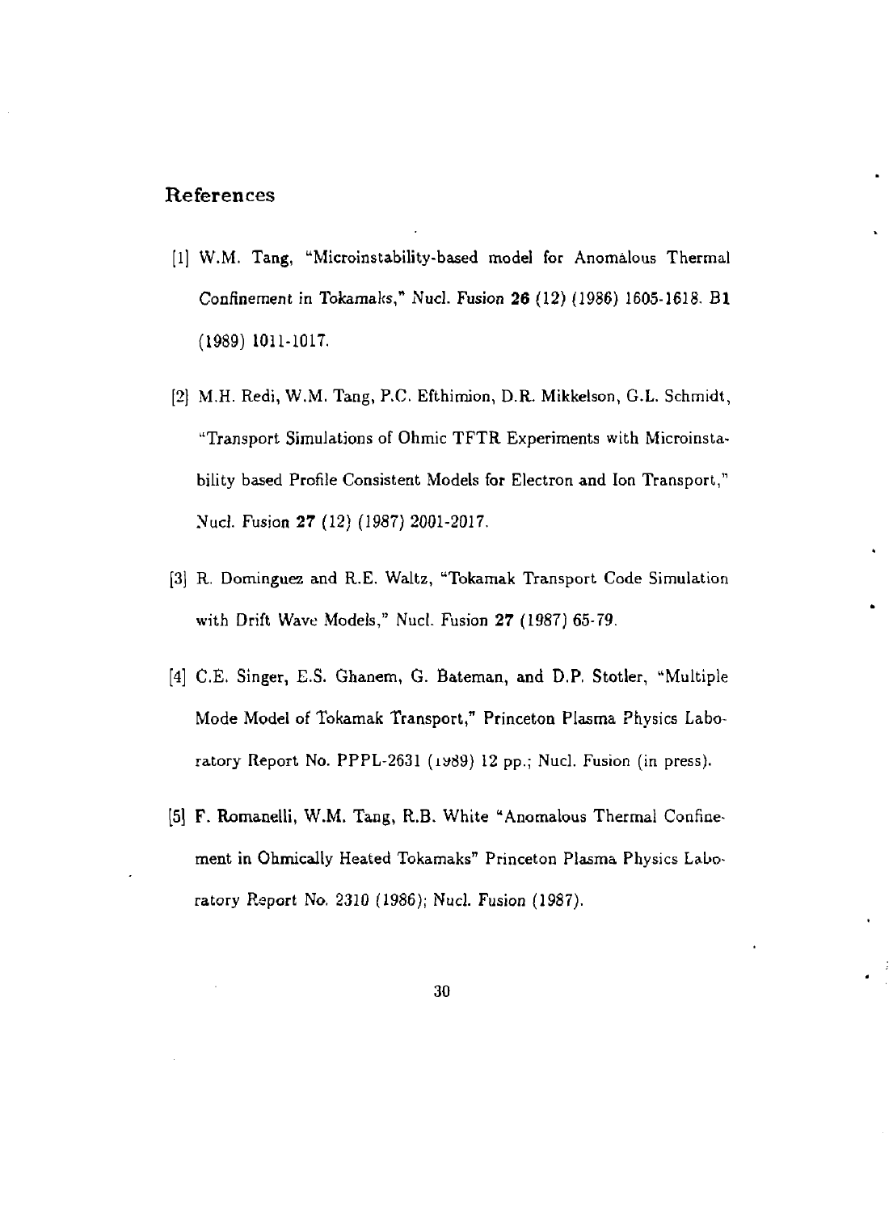## References

[1] W.M. Tang, "Microinstability-based model for Anomàlous Thermal Confinement in Tokamaks," Nucl. Fusion **26** (12) (1986) 1605-1618. **B1** (1989) 1011-1017.

[2] M.H. Redi, W.M. Tang, P.C. Efthimion, D.R. Mikkelson, G.L. Schmidt, "Transport Simulations of Ohmic TFTR Experiments with Microinstability based Profile Consistent Models for Electron and Ion Transport," Nucl. Fusion **27** (12) (1987) 2001-2017.

[3] R. Dominguez and R.E. Waltz, "Tokamak Transport Code Simulation with Drift Wave Models," Nucl. Fusion **27** (1987) 65-79.

[4] C.E. Singer, E.S. Ghanem, G. Bateman, and D.P. Stotler, "Multiple Mode Model of Tokamak Transport," Princeton Plasma Physics Laboratory Report No. PPPL-2631 (1989) 12 pp.; Nucl. Fusion (in press).

[5] F. Romanelli, W.M. Tang, R.B. White "Anomalous Thermal Confinement in Ohmically Heated Tokamaks" Princeton Plasma Physics Laboratory Report No. 2310 (1986); Nucl. Fusion (1987).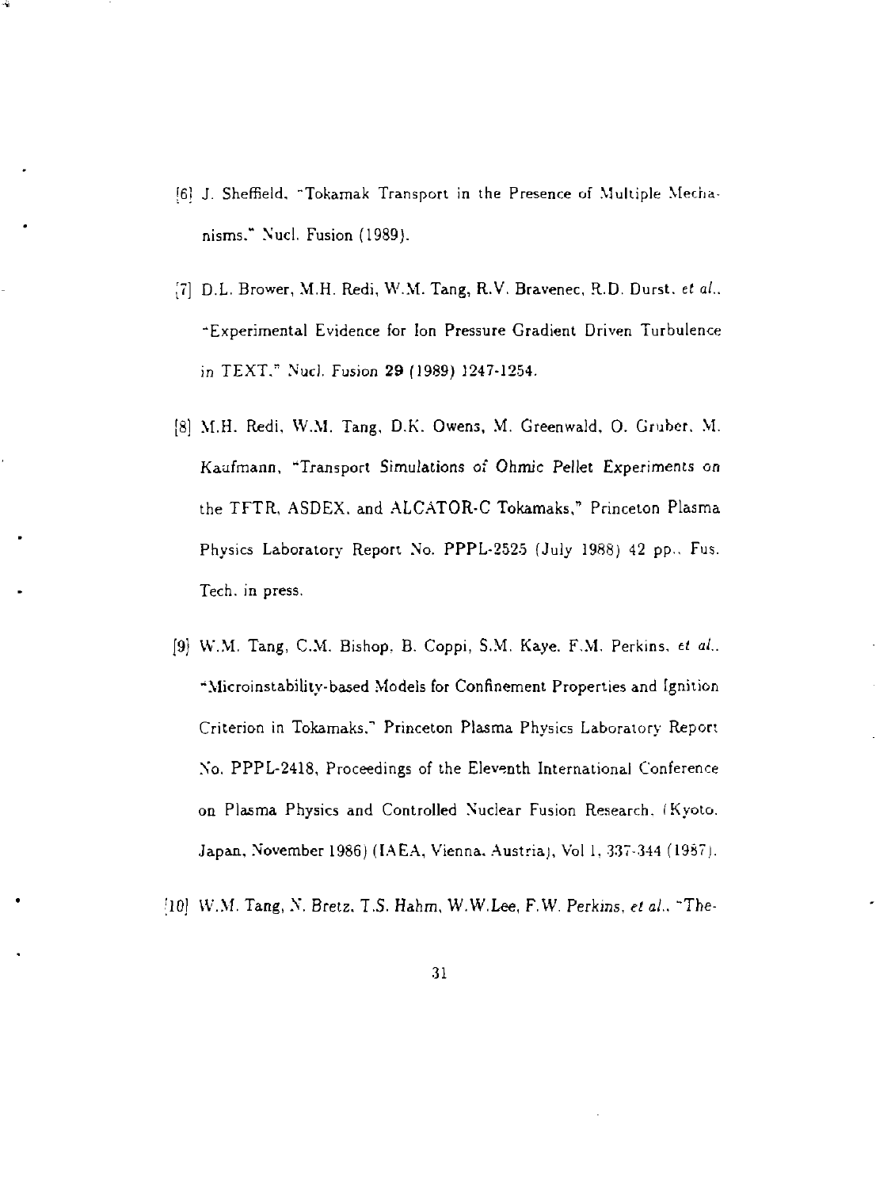[6] J. Sheffield, "Tokamak Transport in the Presence of Multiple Mechanisms," Nucl. Fusion (1989).

[7] D.L. Brower, M.H. Redi, W.M. Tang, R.V. Bravenec, R.D. Durst, *et al.*, "Experimental Evidence for Ion Pressure Gradient Driven Turbulence in TEXT," *Nucl. Fusion* **29** (1989) 1247-1254.

[8] M.H. Redi, W.M. Tang, D.K. Owens, M. Greenwald, O. Gruber, M. Kaufmann, "Transport Simulations of Ohmic Pellet Experiments on the TFTR, ASDEX, and ALCATOR-C Tokamaks," Princeton Plasma Physics Laboratory Report No. PPPL-2525 (July 1988) 42 pp., Fus. Tech. in press.

[9] W.M. Tang, C.M. Bishop, B. Coppi, S.M. Kaye, F.M. Perkins, *et al.*, "Microinstability-based Models for Confinement Properties and Ignition Criterion in Tokamaks," Princeton Plasma Physics Laboratory Report No. PPPL-2418, Proceedings of the Eleventh International Conference on Plasma Physics and Controlled Nuclear Fusion Research, (Kyoto, Japan, November 1986) (IAEA, Vienna, Austria), Vol 1, 337-344 (1987).

[10] W.M. Tang, N. Bretz, T.S. Hahm, W.W.Lee, F.W. Perkins, *et al.*, "The-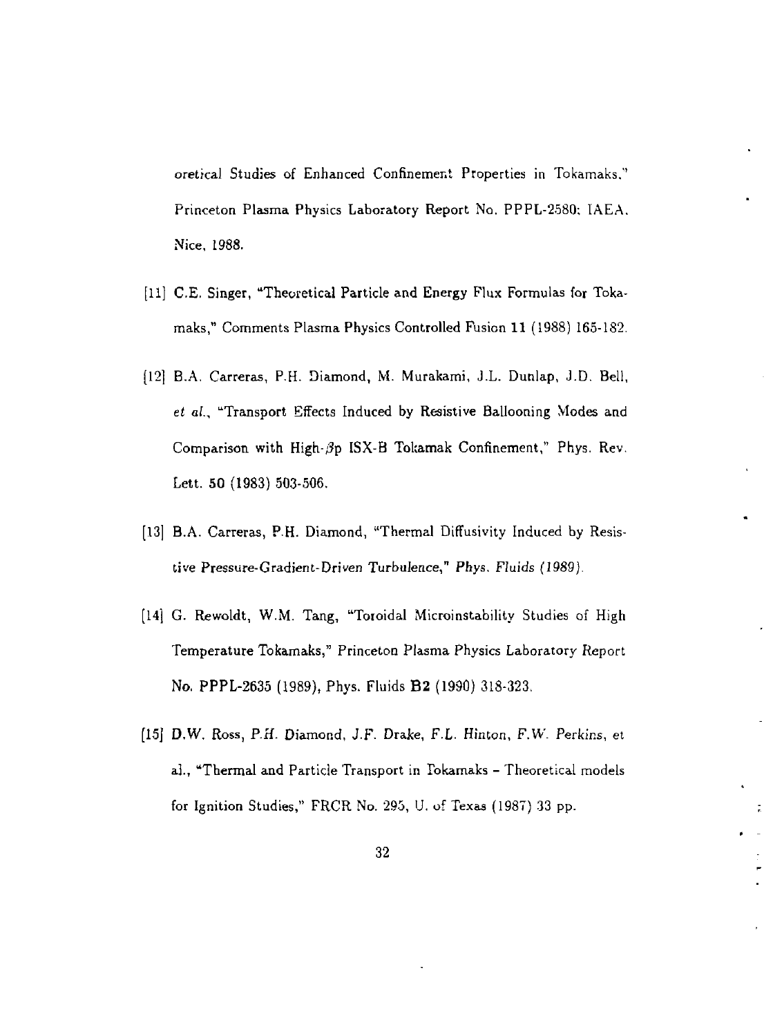oretical Studies of Enhanced Confinement Properties in Tokamaks," Princeton Plasma Physics Laboratory Report No. PPPL-2580; IAEA, Nice, 1988.

[11] C.E. Singer, "Theoretical Particle and Energy Flux Formulas for Tokamaks," Comments Plasma Physics Controlled Fusion **11** (1988) 165-182.

[12] B.A. Carreras, P.H. Diamond, M. Murakami, J.L. Dunlap, J.D. Bell, *et al.*, "Transport Effects Induced by Resistive Ballooning Modes and Comparison with High-$\beta$p ISX-B Tokamak Confinement," Phys. Rev. Lett. **50** (1983) 503-506.

[13] B.A. Carreras, P.H. Diamond, "Thermal Diffusivity Induced by Resistive Pressure-Gradient-Driven Turbulence," *Phys. Fluids (1989)*.

[14] G. Rewoldt, W.M. Tang, "Toroidal Microinstability Studies of High Temperature Tokamaks," Princeton Plasma Physics Laboratory Report No. PPPL-2635 (1989), Phys. Fluids **B2** (1990) 318-323.

[15] D.W. Ross, P.H. Diamond, J.F. Drake, F.L. Hinton, F.W. Perkins, et al., "Thermal and Particle Transport in Tokamaks – Theoretical models for Ignition Studies," FRCR No. 295, U. of Texas (1987) 33 pp.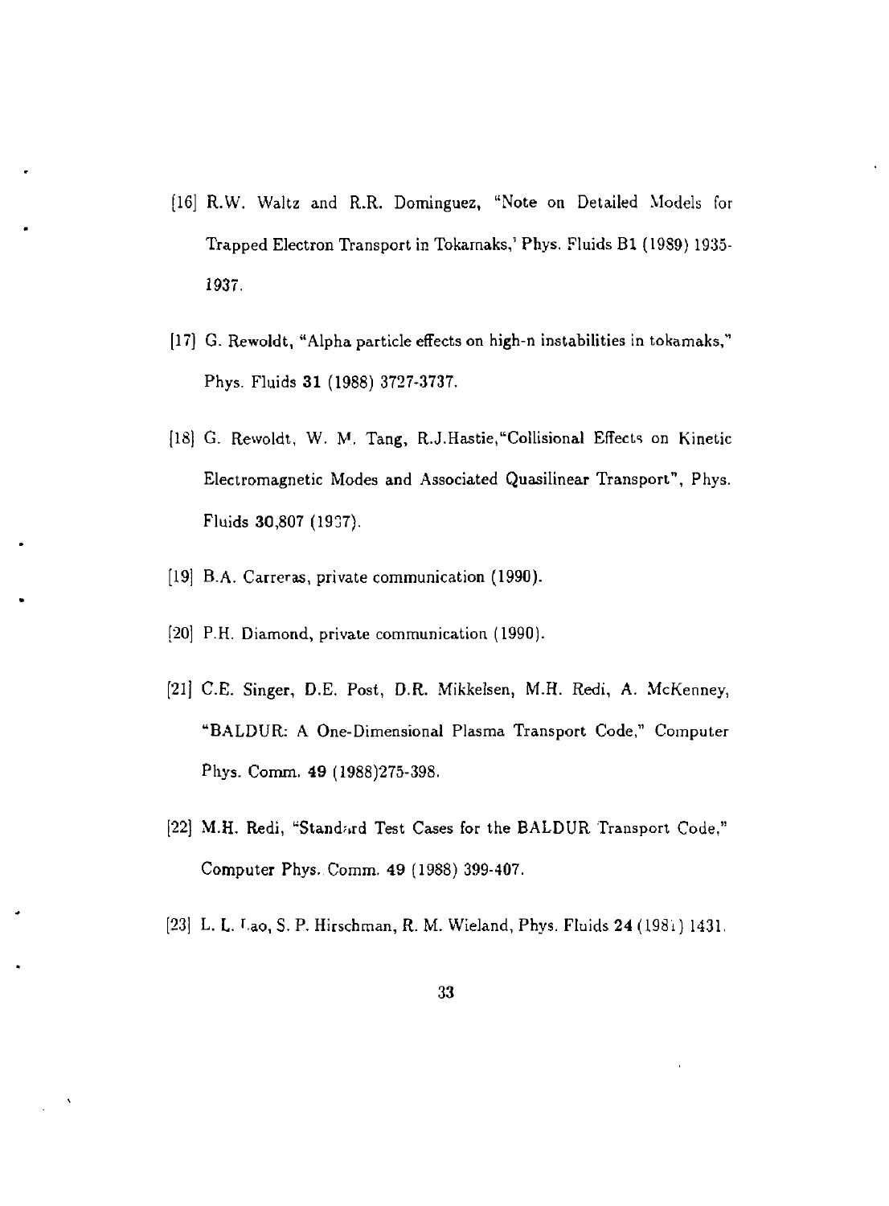[16] R.W. Waltz and R.R. Dominguez, "Note on Detailed Models for Trapped Electron Transport in Tokamaks,' Phys. Fluids B1 (1989) 1935-1937.

[17] G. Rewoldt, "Alpha particle effects on high-n instabilities in tokamaks," Phys. Fluids **31** (1988) 3727-3737.

[18] G. Rewoldt, W. M. Tang, R.J.Hastie,"Collisional Effects on Kinetic Electromagnetic Modes and Associated Quasilinear Transport", Phys. Fluids **30**,807 (1987).

[19] B.A. Carreras, private communication (1990).

[20] P.H. Diamond, private communication (1990).

[21] C.E. Singer, D.E. Post, D.R. Mikkelsen, M.H. Redi, A. McKenney, "BALDUR: A One-Dimensional Plasma Transport Code," Computer Phys. Comm. **49** (1988)275-398.

[22] M.H. Redi, "Standard Test Cases for the BALDUR Transport Code," Computer Phys. Comm. **49** (1988) 399-407.

[23] L. L. Lao, S. P. Hirschman, R. M. Wieland, Phys. Fluids **24** (1981) 1431.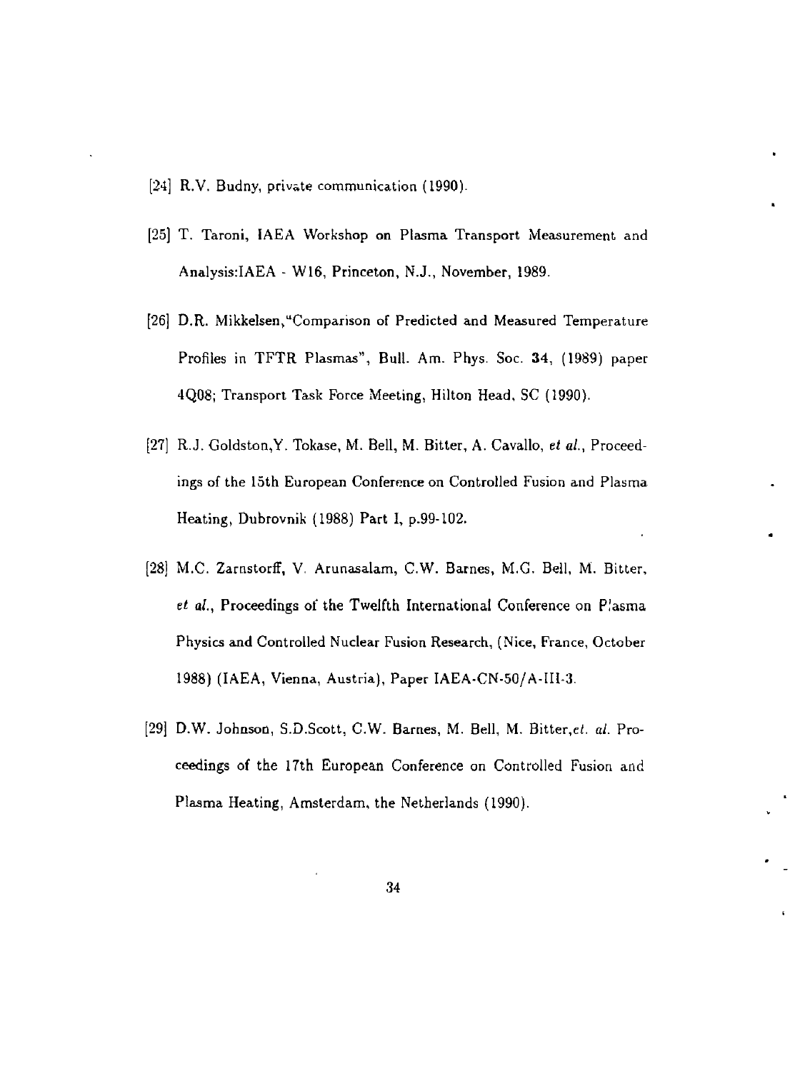[24] R.V. Budny, private communication (1990).

[25] T. Taroni, IAEA Workshop on Plasma Transport Measurement and Analysis:IAEA - W16, Princeton, N.J., November, 1989.

[26] D.R. Mikkelsen,"Comparison of Predicted and Measured Temperature Profiles in TFTR Plasmas", Bull. Am. Phys. Soc. **34**, (1989) paper 4Q08; Transport Task Force Meeting, Hilton Head, SC (1990).

[27] R.J. Goldston,Y. Tokase, M. Bell, M. Bitter, A. Cavallo, *et al.*, Proceedings of the 15th European Conference on Controlled Fusion and Plasma Heating, Dubrovnik (1988) Part I, p.99-102.

[28] M.C. Zarnstorff, V. Arunasalam, C.W. Barnes, M.G. Bell, M. Bitter, *et al.*, Proceedings of the Twelfth International Conference on Plasma Physics and Controlled Nuclear Fusion Research, (Nice, France, October 1988) (IAEA, Vienna, Austria), Paper IAEA-CN-50/A-III-3.

[29] D.W. Johnson, S.D.Scott, C.W. Barnes, M. Bell, M. Bitter,*et. al.* Proceedings of the 17th European Conference on Controlled Fusion and Plasma Heating, Amsterdam, the Netherlands (1990).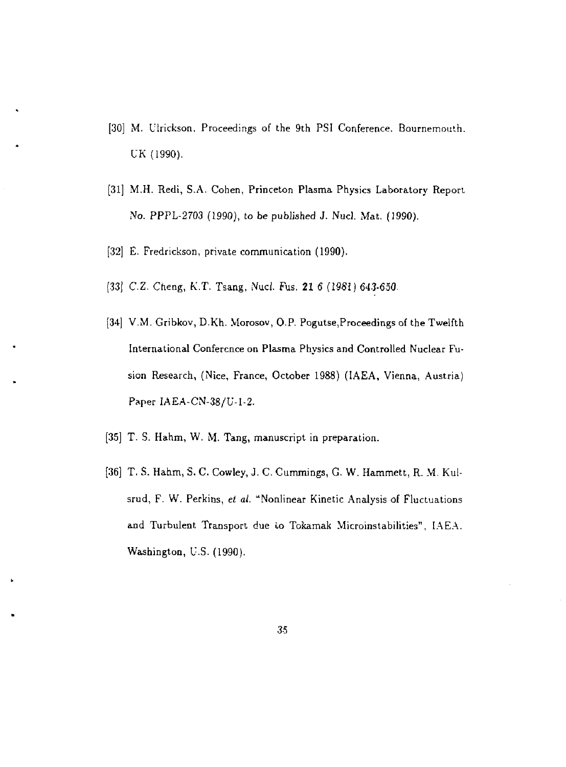[30] M. Ulrickson, Proceedings of the 9th PSI Conference, Bournemouth, UK (1990).

[31] M.H. Redi, S.A. Cohen, Princeton Plasma Physics Laboratory Report No. PPPL-2703 (1990), to be published J. Nucl. Mat. (1990).

[32] E. Fredrickson, private communication (1990).

[33] C.Z. Cheng, K.T. Tsang, Nucl. Fus. **21** 6 (1981) 643-650.

[34] V.M. Gribkov, D.Kh. Morosov, O.P. Pogutse,Proceedings of the Twelfth International Conference on Plasma Physics and Controlled Nuclear Fusion Research, (Nice, France, October 1988) (IAEA, Vienna, Austria) Paper IAEA-CN-38/U-1-2.

[35] T. S. Hahm, W. M. Tang, manuscript in preparation.

[36] T. S. Hahm, S. C. Cowley, J. C. Cummings, G. W. Hammett, R. M. Kulsrud, F. W. Perkins, *et al.* "Nonlinear Kinetic Analysis of Fluctuations and Turbulent Transport due to Tokamak Microinstabilities", IAEA, Washington, U.S. (1990).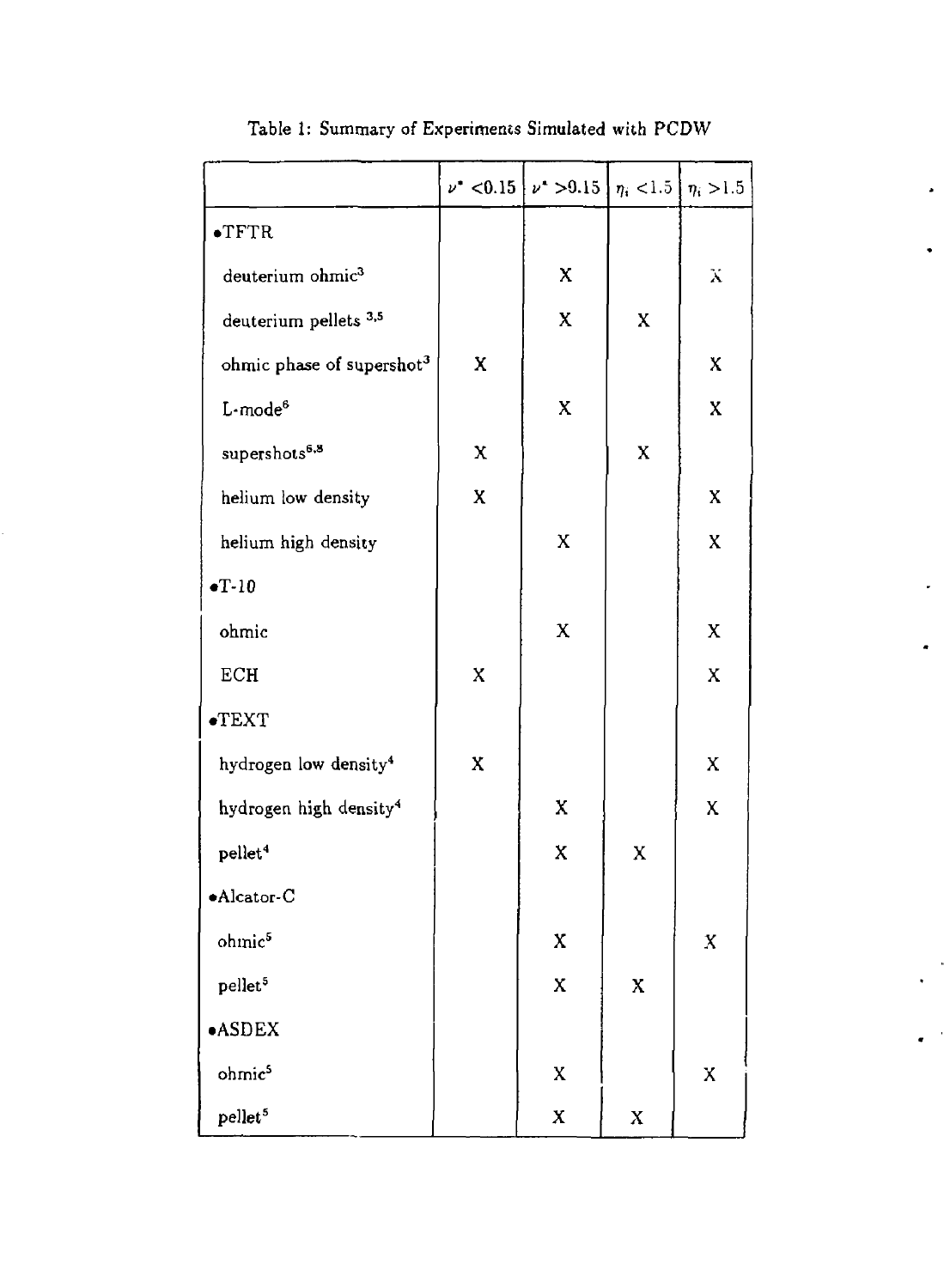Table 1: Summary of Experiments Simulated with PCDW

| | $\nu^* < 0.15$ | $\nu^* > 0.15$ | $\eta_i < 1.5$ | $\eta_i > 1.5$ |
|---|---|---|---|---|
| •TFTR | | | | |
| deuterium ohmic[3] | | X | | X |
| deuterium pellets [3,5] | | X | X | |
| ohmic phase of supershot[3] | X | | | X |
| L-mode[6] | | X | | X |
| supershots[6,8] | X | | X | |
| helium low density | X | | | X |
| helium high density | | X | | X |
| •T-10 | | | | |
| ohmic | | X | | X |
| ECH | X | | | X |
| •TEXT | | | | |
| hydrogen low density[4] | X | | | X |
| hydrogen high density[4] | | X | | X |
| pellet[4] | | X | X | |
| •Alcator-C | | | | |
| ohmic[5] | | X | | X |
| pellet[5] | | X | X | |
| •ASDEX | | | | |
| ohmic[5] | | X | | X |
| pellet[5] | | X | X | |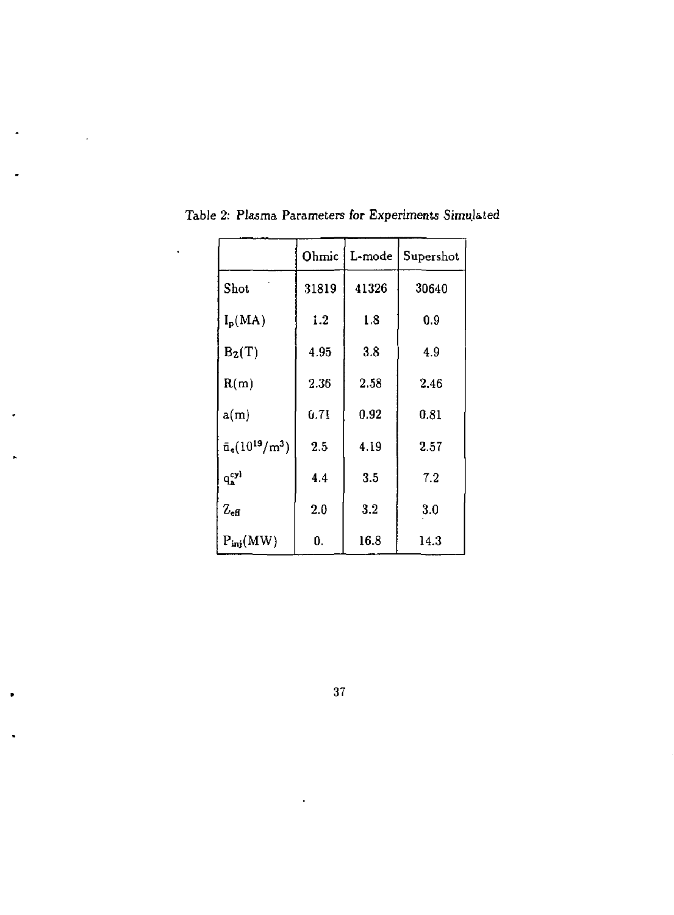Table 2: Plasma Parameters for Experiments Simulated

| | Ohmic | L-mode | Supershot |
|---|---|---|---|
| Shot | 31819 | 41326 | 30640 |
| $I_p$(MA) | 1.2 | 1.8 | 0.9 |
| $B_Z$(T) | 4.95 | 3.8 | 4.9 |
| R(m) | 2.36 | 2.58 | 2.46 |
| a(m) | 0.71 | 0.92 | 0.81 |
| $\bar{n}_e(10^{19}/m^3)$ | 2.5 | 4.19 | 2.57 |
| $q_a^{cyl}$ | 4.4 | 3.5 | 7.2 |
| $Z_{eff}$ | 2.0 | 3.2 | 3.0 |
| $P_{inj}$(MW) | 0. | 16.8 | 14.3 |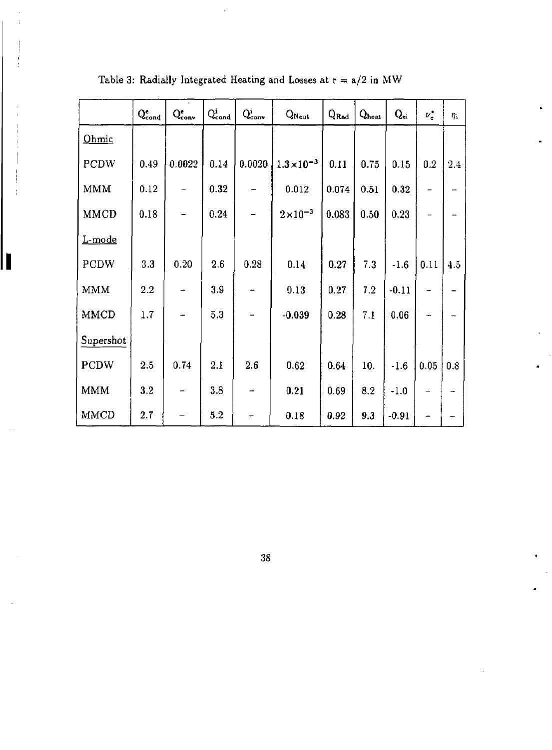Table 3: Radially Integrated Heating and Losses at r = a/2 in MW

| | $Q^e_{cond}$ | $Q^e_{conv}$ | $Q^i_{cond}$ | $Q^i_{conv}$ | $Q_{Neut}$ | $Q_{Rad}$ | $Q_{heat}$ | $Q_{ei}$ | $\nu^*_e$ | $\eta_i$ |
|---|---|---|---|---|---|---|---|---|---|---|
| Ohmic | | | | | | | | | | |
| PCDW | 0.49 | 0.0022 | 0.14 | 0.0020 | $1.3\times10^{-3}$ | 0.11 | 0.75 | 0.15 | 0.2 | 2.4 |
| MMM | 0.12 | – | 0.32 | – | 0.012 | 0.074 | 0.51 | 0.32 | – | – |
| MMCD | 0.18 | – | 0.24 | – | $2\times10^{-3}$ | 0.083 | 0.50 | 0.23 | – | – |
| L-mode | | | | | | | | | | |
| PCDW | 3.3 | 0.20 | 2.6 | 0.28 | 0.14 | 0.27 | 7.3 | -1.6 | 0.11 | 4.5 |
| MMM | 2.2 | – | 3.9 | – | 0.13 | 0.27 | 7.2 | -0.11 | – | – |
| MMCD | 1.7 | – | 5.3 | – | -0.039 | 0.28 | 7.1 | 0.06 | – | – |
| Supershot | | | | | | | | | | |
| PCDW | 2.5 | 0.74 | 2.1 | 2.6 | 0.62 | 0.64 | 10. | -1.6 | 0.05 | 0.8 |
| MMM | 3.2 | – | 3.8 | – | 0.21 | 0.69 | 8.2 | -1.0 | – | – |
| MMCD | 2.7 | – | 5.2 | – | 0.18 | 0.92 | 9.3 | -0.91 | – | – |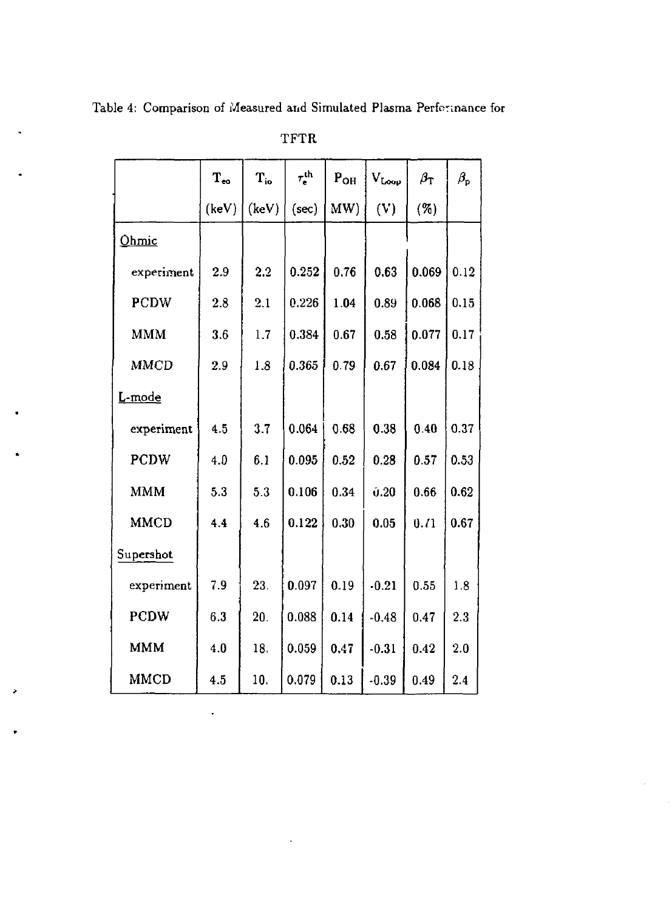Table 4: Comparison of Measured and Simulated Plasma Performance for TFTR

| | $T_{eo}$ (keV) | $T_{io}$ (keV) | $\tau_e^{th}$ (sec) | $P_{OH}$ MW) | $V_{Loop}$ (V) | $\beta_T$ (%) | $\beta_p$ |
|---|---|---|---|---|---|---|---|
| Ohmic | | | | | | | |
| experiment | 2.9 | 2.2 | 0.252 | 0.76 | 0.63 | 0.069 | 0.12 |
| PCDW | 2.8 | 2.1 | 0.226 | 1.04 | 0.89 | 0.068 | 0.15 |
| MMM | 3.6 | 1.7 | 0.384 | 0.67 | 0.58 | 0.077 | 0.17 |
| MMCD | 2.9 | 1.8 | 0.365 | 0.79 | 0.67 | 0.084 | 0.18 |
| L-mode | | | | | | | |
| experiment | 4.5 | 3.7 | 0.064 | 0.68 | 0.38 | 0.40 | 0.37 |
| PCDW | 4.0 | 6.1 | 0.095 | 0.52 | 0.28 | 0.57 | 0.53 |
| MMM | 5.3 | 5.3 | 0.106 | 0.34 | 0.20 | 0.66 | 0.62 |
| MMCD | 4.4 | 4.6 | 0.122 | 0.30 | 0.05 | 0.71 | 0.67 |
| Supershot | | | | | | | |
| experiment | 7.9 | 23. | 0.097 | 0.19 | -0.21 | 0.55 | 1.8 |
| PCDW | 6.3 | 20. | 0.088 | 0.14 | -0.48 | 0.47 | 2.3 |
| MMM | 4.0 | 18. | 0.059 | 0.47 | -0.31 | 0.42 | 2.0 |
| MMCD | 4.5 | 10. | 0.079 | 0.13 | -0.39 | 0.49 | 2.4 |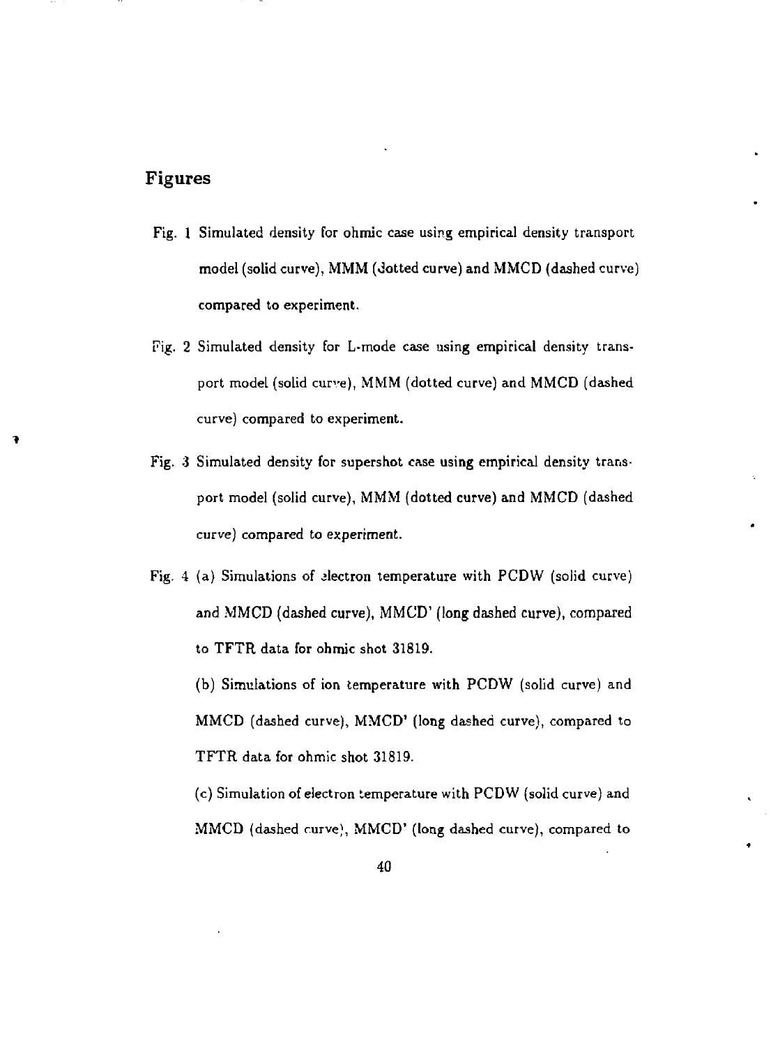## Figures

Fig. 1 Simulated density for ohmic case using empirical density transport model (solid curve), MMM (dotted curve) and MMCD (dashed curve) compared to experiment.

Fig. 2 Simulated density for L-mode case using empirical density transport model (solid curve), MMM (dotted curve) and MMCD (dashed curve) compared to experiment.

Fig. 3 Simulated density for supershot case using empirical density transport model (solid curve), MMM (dotted curve) and MMCD (dashed curve) compared to experiment.

Fig. 4 (a) Simulations of electron temperature with PCDW (solid curve) and MMCD (dashed curve), MMCD' (long dashed curve), compared to TFTR data for ohmic shot 31819.

(b) Simulations of ion temperature with PCDW (solid curve) and MMCD (dashed curve), MMCD' (long dashed curve), compared to TFTR data for ohmic shot 31819.

(c) Simulation of electron temperature with PCDW (solid curve) and MMCD (dashed curve), MMCD' (long dashed curve), compared to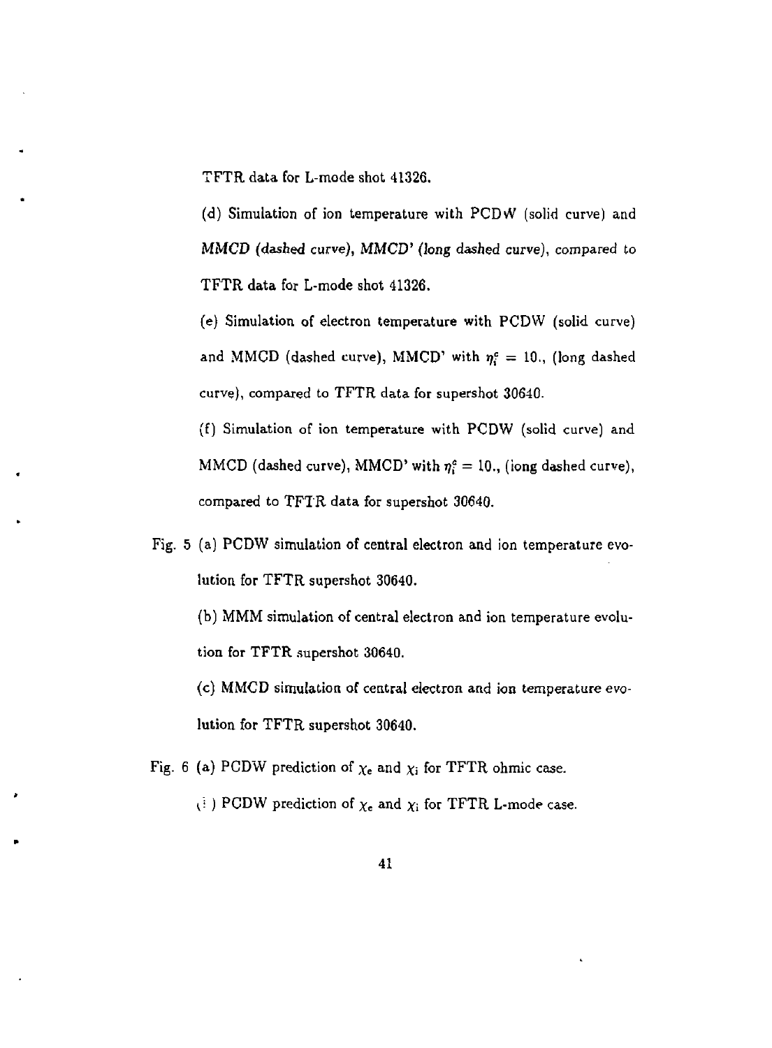TFTR data for L-mode shot 41326.

(d) Simulation of ion temperature with PCDW (solid curve) and *MMCD (dashed curve), MMCD' (long dashed curve)*, compared to TFTR data for L-mode shot 41326.

(e) Simulation of electron temperature with PCDW (solid curve) and MMCD (dashed curve), MMCD' with $\eta_i^c = 10.$, (long dashed curve), compared to TFTR data for supershot 30640.

(f) Simulation of ion temperature with PCDW (solid curve) and MMCD (dashed curve), MMCD' with $\eta_i^c = 10.$, (long dashed curve), compared to TFTR data for supershot 30640.

Fig. 5 (a) PCDW simulation of central electron and ion temperature evolution for TFTR supershot 30640.

(b) MMM simulation of central electron and ion temperature evolution for TFTR supershot 30640.

(c) MMCD simulation of central electron and ion temperature evolution for TFTR supershot 30640.

Fig. 6 (a) PCDW prediction of $\chi_e$ and $\chi_i$ for TFTR ohmic case.

(b) PCDW prediction of $\chi_e$ and $\chi_i$ for TFTR L-mode case.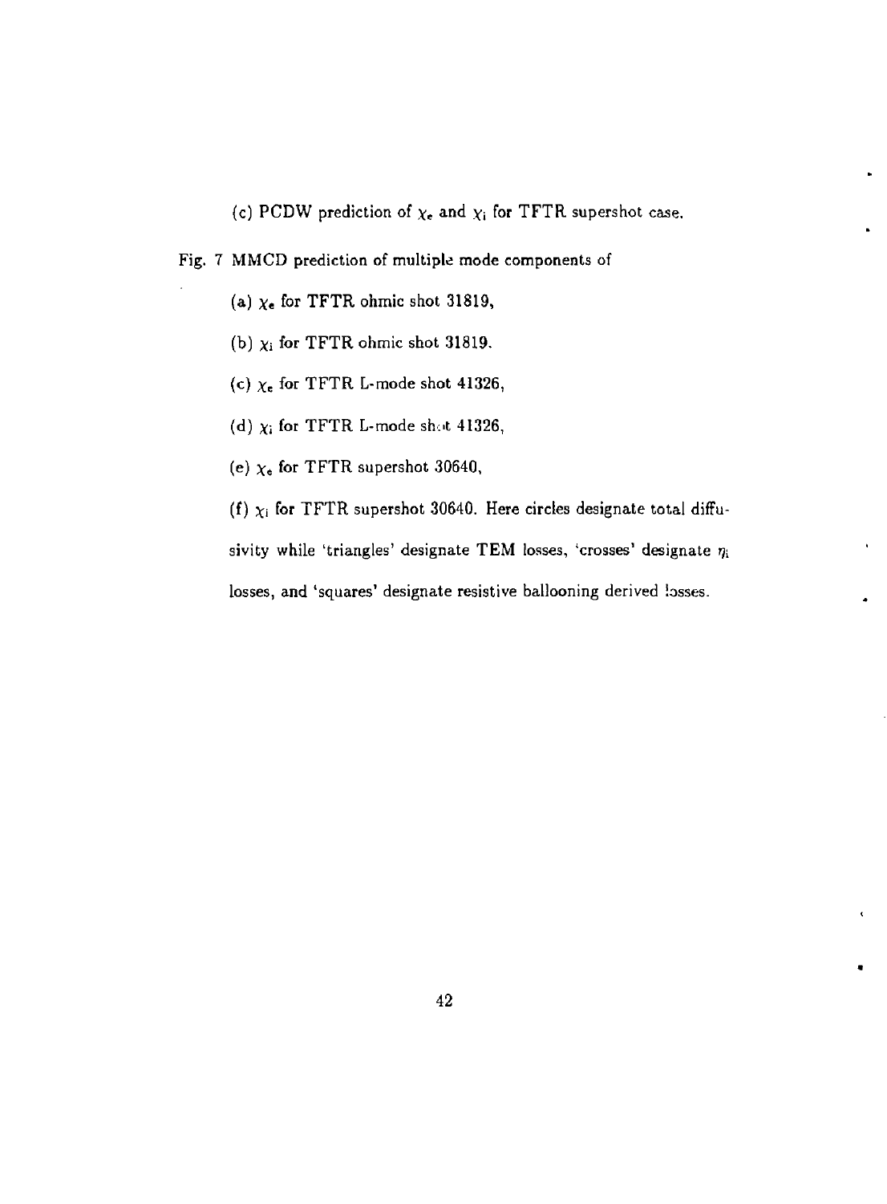(c) PCDW prediction of $\chi_e$ and $\chi_i$ for TFTR supershot case.

Fig. 7 MMCD prediction of multiple mode components of

(a) $\chi_e$ for TFTR ohmic shot 31819,

(b) $\chi_i$ for TFTR ohmic shot 31819.

(c) $\chi_e$ for TFTR L-mode shot 41326,

(d) $\chi_i$ for TFTR L-mode shot 41326,

(e) $\chi_e$ for TFTR supershot 30640,

(f) $\chi_i$ for TFTR supershot 30640. Here circles designate total diffusivity while 'triangles' designate TEM losses, 'crosses' designate $\eta_i$ losses, and 'squares' designate resistive ballooning derived losses.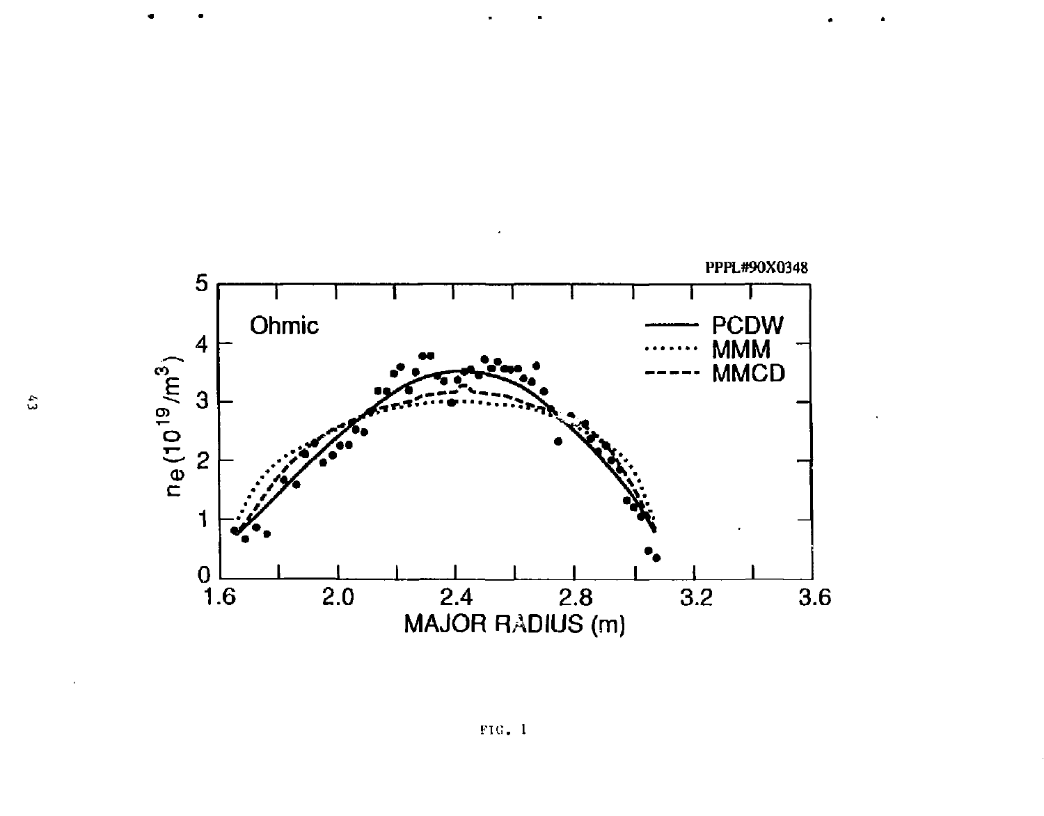FIG. 1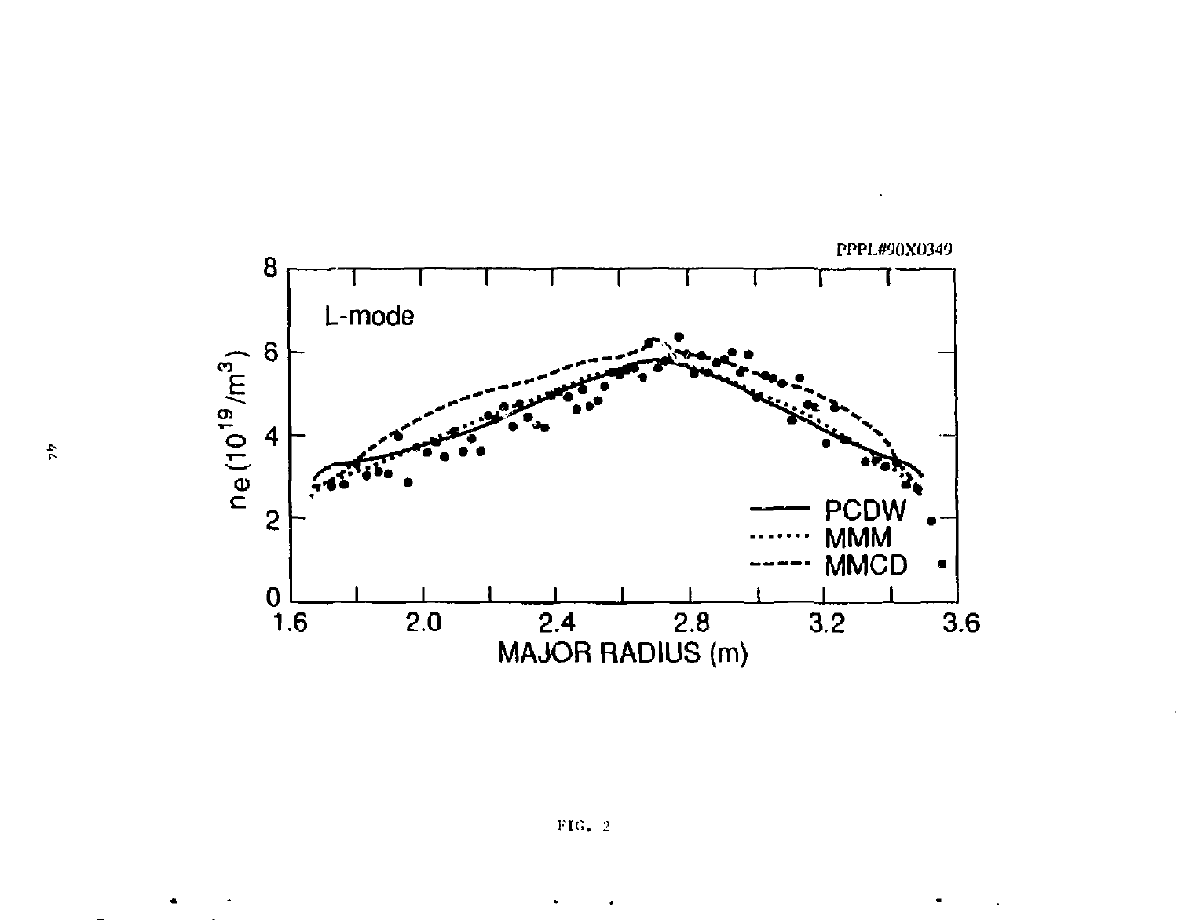PPPL#90X0349

L-mode

ne $(10^{19}/m^3)$

MAJOR RADIUS (m)

PCDW

MMM

MMCD

FIG. 2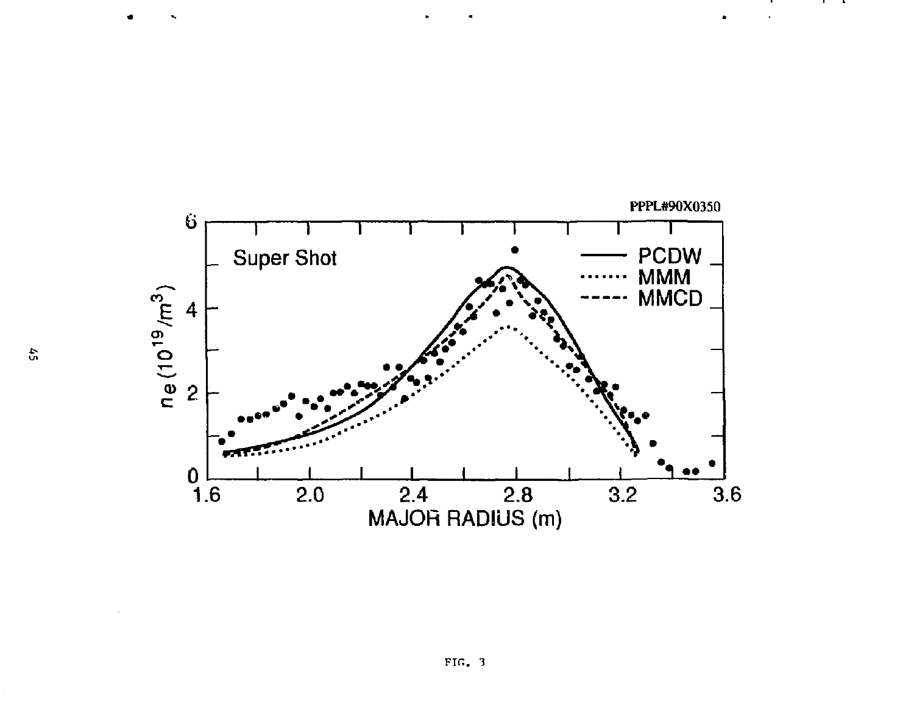FIG. 3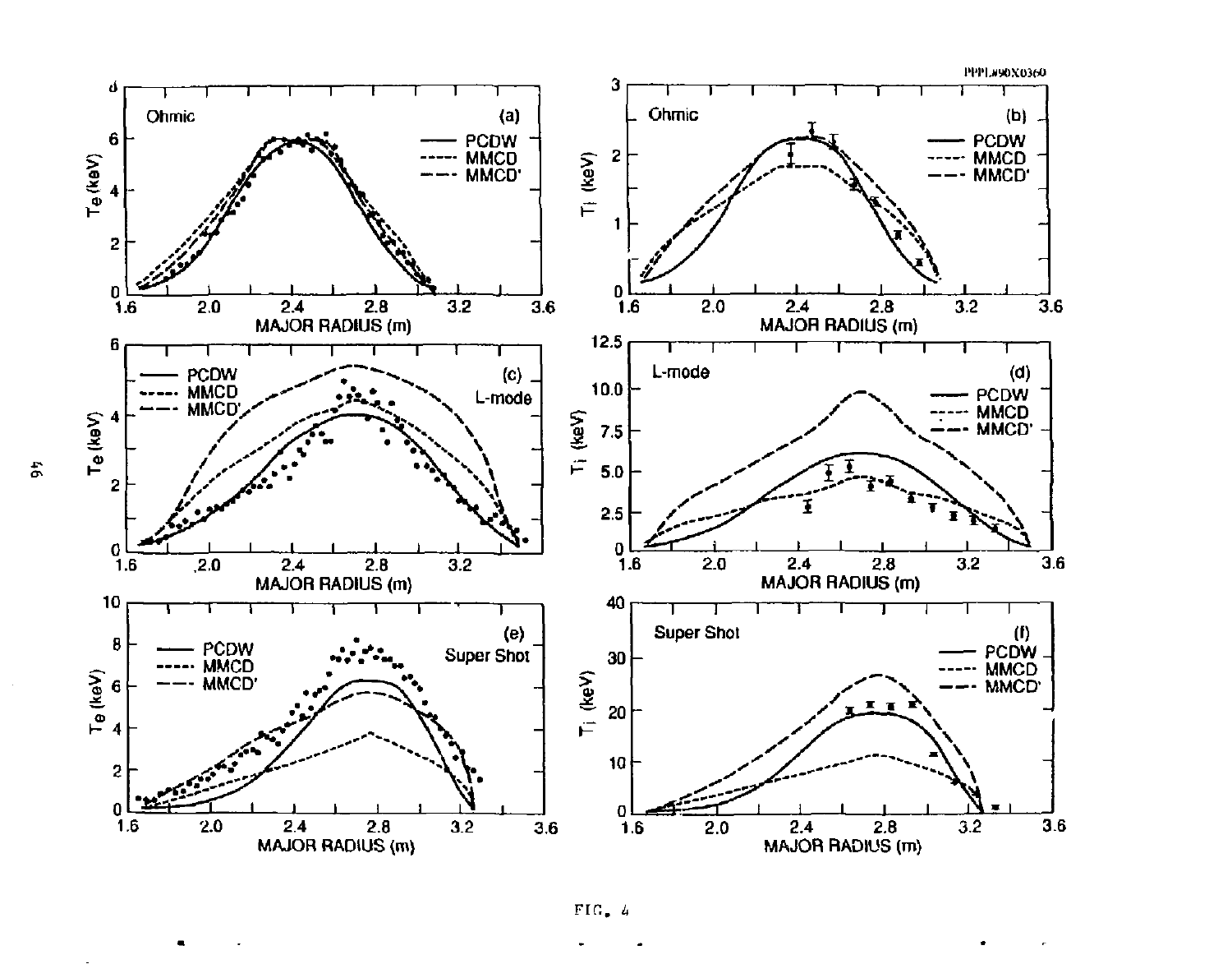FIG. 4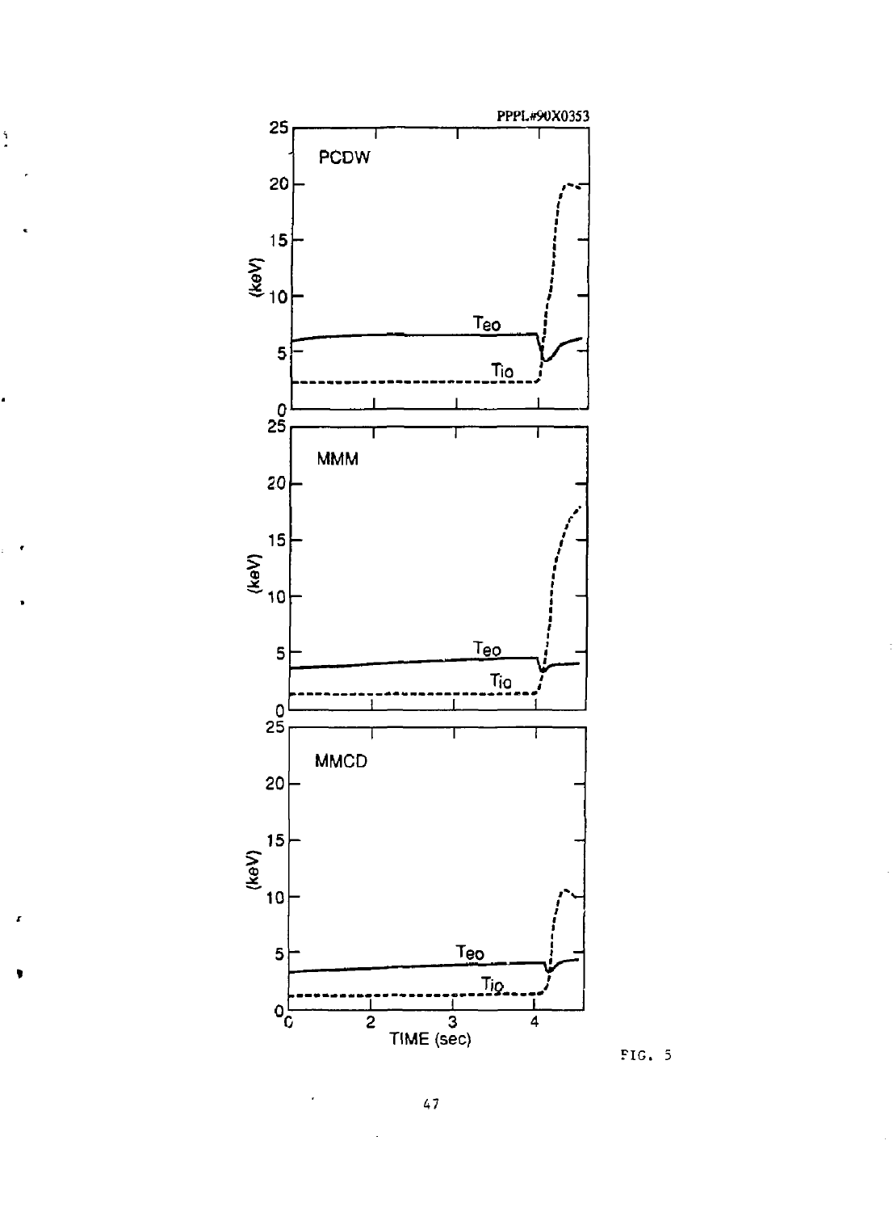FIG. 5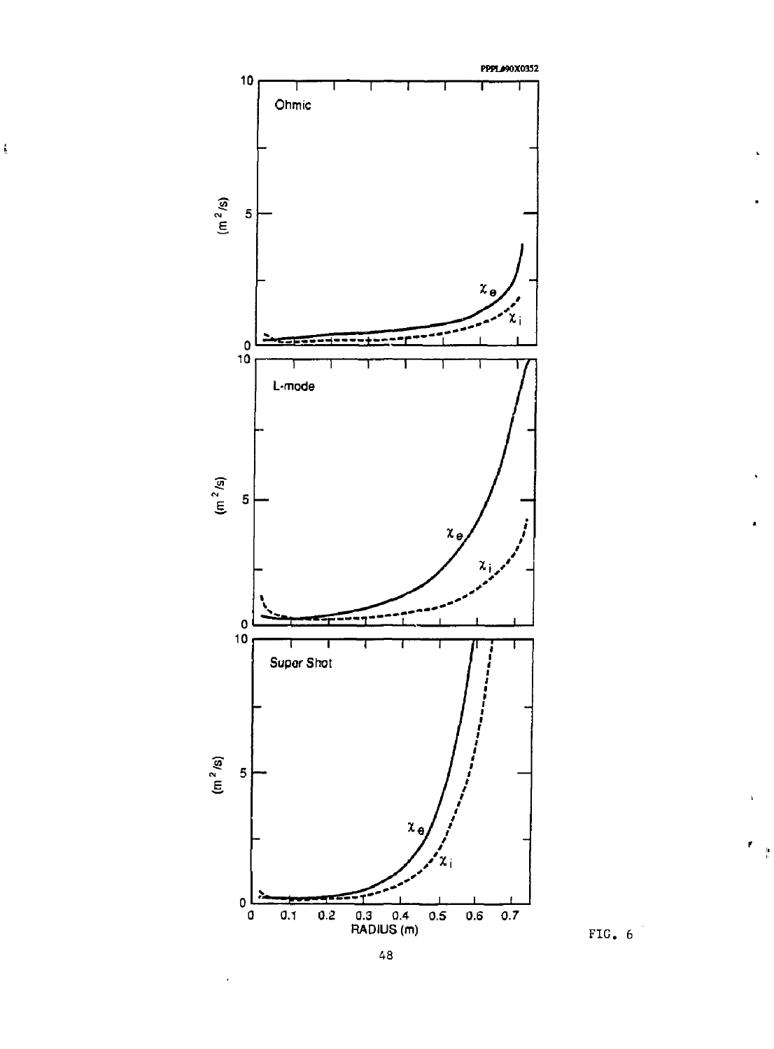FIG. 6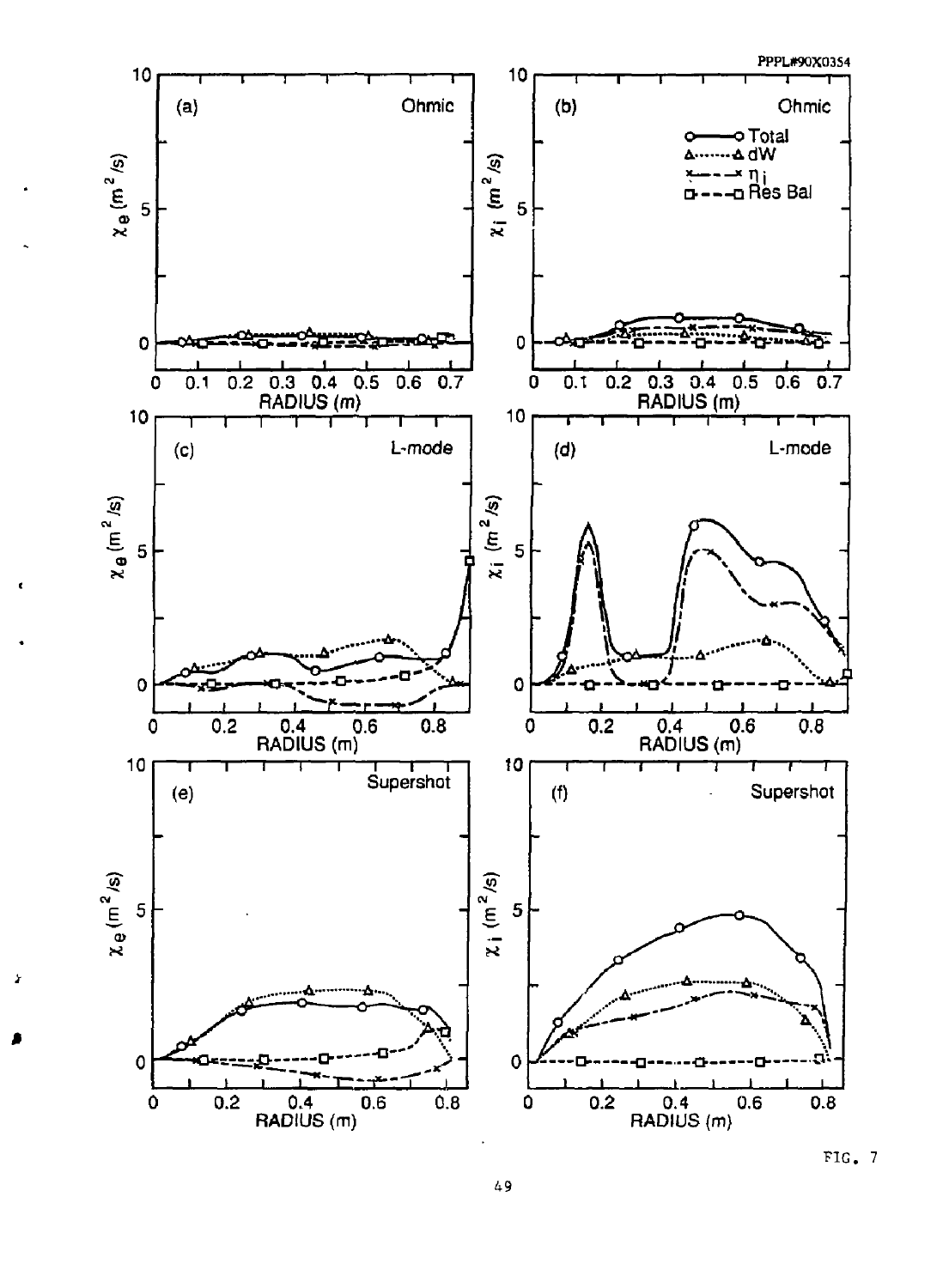PPPL#90X0354

(a) Ohmic

$\chi_e$ ($m^2$/s)

RADIUS (m)

(b) Ohmic

$\chi_i$ ($m^2$/s)

Total

dW

$\eta_i$

Res Bal

RADIUS (m)

(c) L-mode

$\chi_e$ ($m^2$/s)

RADIUS (m)

(d) L-mode

$\chi_i$ ($m^2$/s)

RADIUS (m)

(e) Supershot

$\chi_e$ ($m^2$/s)

RADIUS (m)

(f) Supershot

$\chi_i$ ($m^2$/s)

RADIUS (m)

FIG. 7